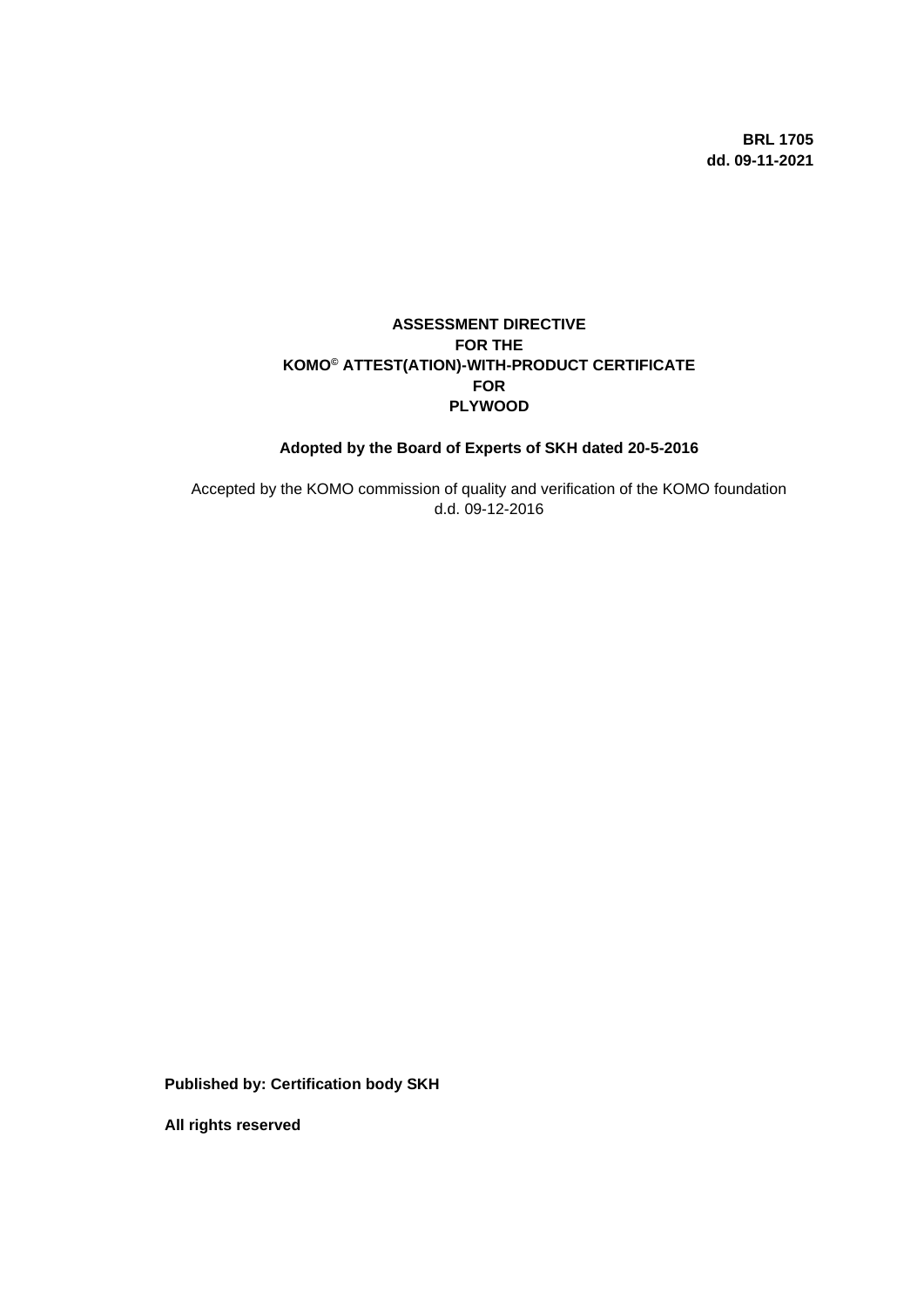**BRL 1705**
**dd. 09-11-2021**

# ASSESSMENT DIRECTIVE
# FOR THE
# KOMO© ATTEST(ATION)-WITH-PRODUCT CERTIFICATE
# FOR
# PLYWOOD

**Adopted by the Board of Experts of SKH dated 20-5-2016**

Accepted by the KOMO commission of quality and verification of the KOMO foundation d.d. 09-12-2016

**Published by: Certification body SKH**

**All rights reserved**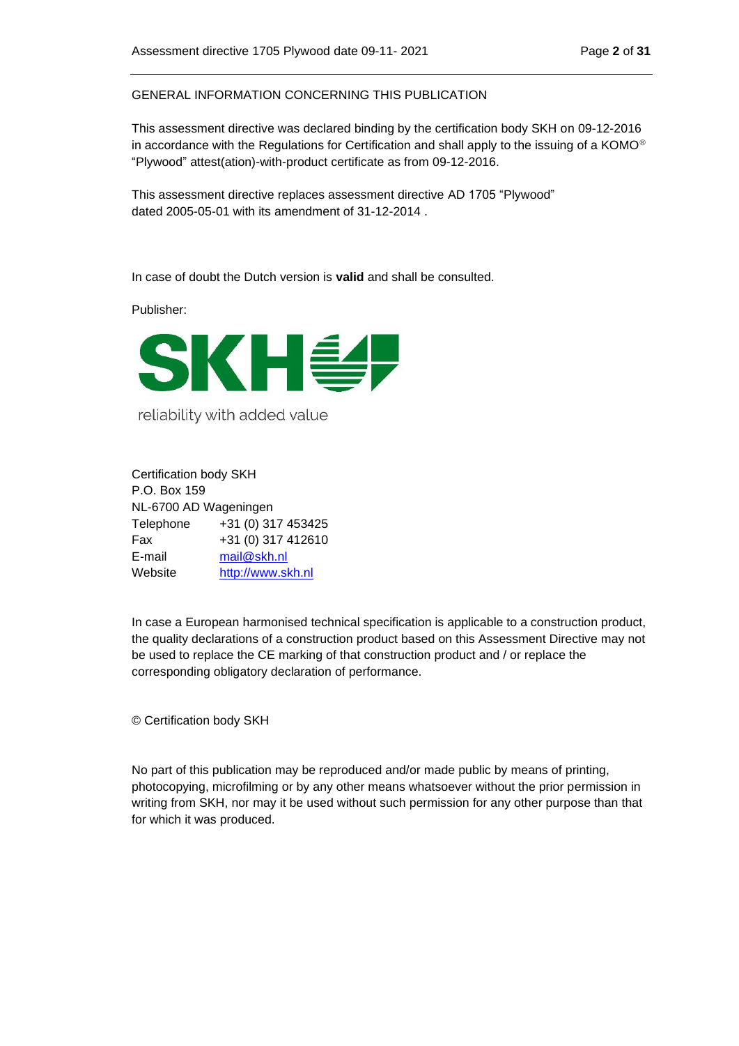GENERAL INFORMATION CONCERNING THIS PUBLICATION

This assessment directive was declared binding by the certification body SKH on 09-12-2016 in accordance with the Regulations for Certification and shall apply to the issuing of a KOMO® “Plywood” attest(ation)-with-product certificate as from 09-12-2016.

This assessment directive replaces assessment directive AD 1705 “Plywood” dated 2005-05-01 with its amendment of 31-12-2014 .

In case of doubt the Dutch version is **valid** and shall be consulted.

Publisher:

SKH

reliability with added value

Certification body SKH
P.O. Box 159
NL-6700 AD Wageningen

| | |
|---|---|
| Telephone | +31 (0) 317 453425 |
| Fax | +31 (0) 317 412610 |
| E-mail | mail@skh.nl |
| Website | http://www.skh.nl |

In case a European harmonised technical specification is applicable to a construction product, the quality declarations of a construction product based on this Assessment Directive may not be used to replace the CE marking of that construction product and / or replace the corresponding obligatory declaration of performance.

© Certification body SKH

No part of this publication may be reproduced and/or made public by means of printing, photocopying, microfilming or by any other means whatsoever without the prior permission in writing from SKH, nor may it be used without such permission for any other purpose than that for which it was produced.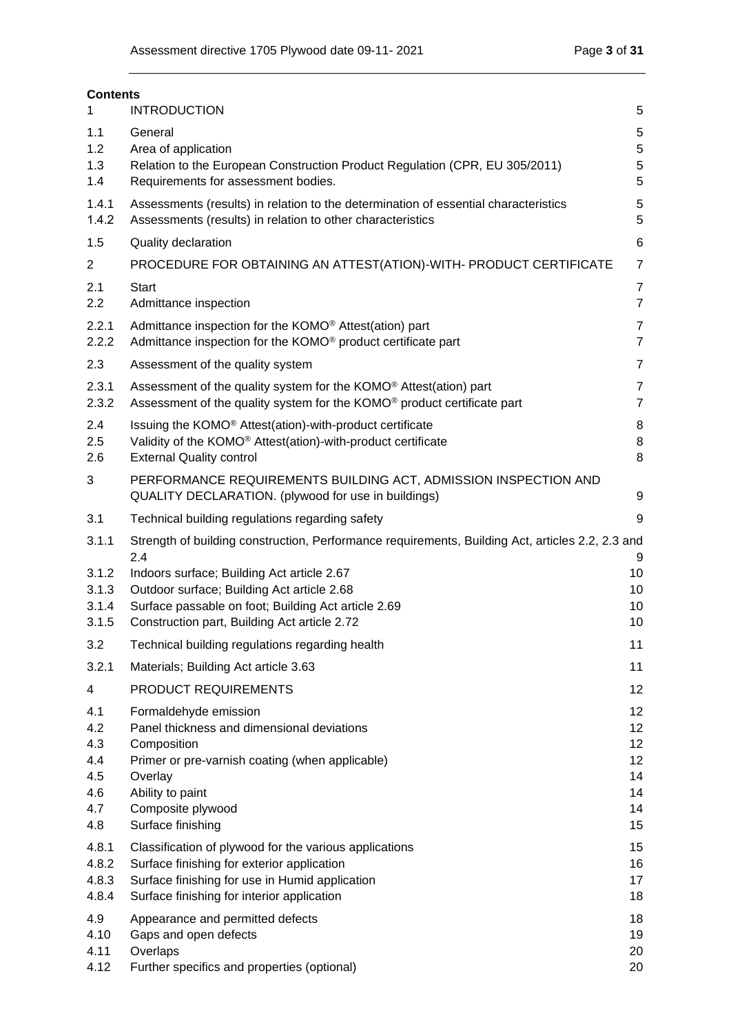**Contents**

| | | |
|---|---|---|
| 1 | INTRODUCTION | 5 |
| 1.1 | General | 5 |
| 1.2 | Area of application | 5 |
| 1.3 | Relation to the European Construction Product Regulation (CPR, EU 305/2011) | 5 |
| 1.4 | Requirements for assessment bodies. | 5 |
| 1.4.1 | Assessments (results) in relation to the determination of essential characteristics | 5 |
| 1.4.2 | Assessments (results) in relation to other characteristics | 5 |
| 1.5 | Quality declaration | 6 |
| 2 | PROCEDURE FOR OBTAINING AN ATTEST(ATION)-WITH- PRODUCT CERTIFICATE | 7 |
| 2.1 | Start | 7 |
| 2.2 | Admittance inspection | 7 |
| 2.2.1 | Admittance inspection for the KOMO® Attest(ation) part | 7 |
| 2.2.2 | Admittance inspection for the KOMO® product certificate part | 7 |
| 2.3 | Assessment of the quality system | 7 |
| 2.3.1 | Assessment of the quality system for the KOMO® Attest(ation) part | 7 |
| 2.3.2 | Assessment of the quality system for the KOMO® product certificate part | 7 |
| 2.4 | Issuing the KOMO® Attest(ation)-with-product certificate | 8 |
| 2.5 | Validity of the KOMO® Attest(ation)-with-product certificate | 8 |
| 2.6 | External Quality control | 8 |
| 3 | PERFORMANCE REQUIREMENTS BUILDING ACT, ADMISSION INSPECTION AND QUALITY DECLARATION. (plywood for use in buildings) | 9 |
| 3.1 | Technical building regulations regarding safety | 9 |
| 3.1.1 | Strength of building construction, Performance requirements, Building Act, articles 2.2, 2.3 and 2.4 | 9 |
| 3.1.2 | Indoors surface; Building Act article 2.67 | 10 |
| 3.1.3 | Outdoor surface; Building Act article 2.68 | 10 |
| 3.1.4 | Surface passable on foot; Building Act article 2.69 | 10 |
| 3.1.5 | Construction part, Building Act article 2.72 | 10 |
| 3.2 | Technical building regulations regarding health | 11 |
| 3.2.1 | Materials; Building Act article 3.63 | 11 |
| 4 | PRODUCT REQUIREMENTS | 12 |
| 4.1 | Formaldehyde emission | 12 |
| 4.2 | Panel thickness and dimensional deviations | 12 |
| 4.3 | Composition | 12 |
| 4.4 | Primer or pre-varnish coating (when applicable) | 12 |
| 4.5 | Overlay | 14 |
| 4.6 | Ability to paint | 14 |
| 4.7 | Composite plywood | 14 |
| 4.8 | Surface finishing | 15 |
| 4.8.1 | Classification of plywood for the various applications | 15 |
| 4.8.2 | Surface finishing for exterior application | 16 |
| 4.8.3 | Surface finishing for use in Humid application | 17 |
| 4.8.4 | Surface finishing for interior application | 18 |
| 4.9 | Appearance and permitted defects | 18 |
| 4.10 | Gaps and open defects | 19 |
| 4.11 | Overlaps | 20 |
| 4.12 | Further specifics and properties (optional) | 20 |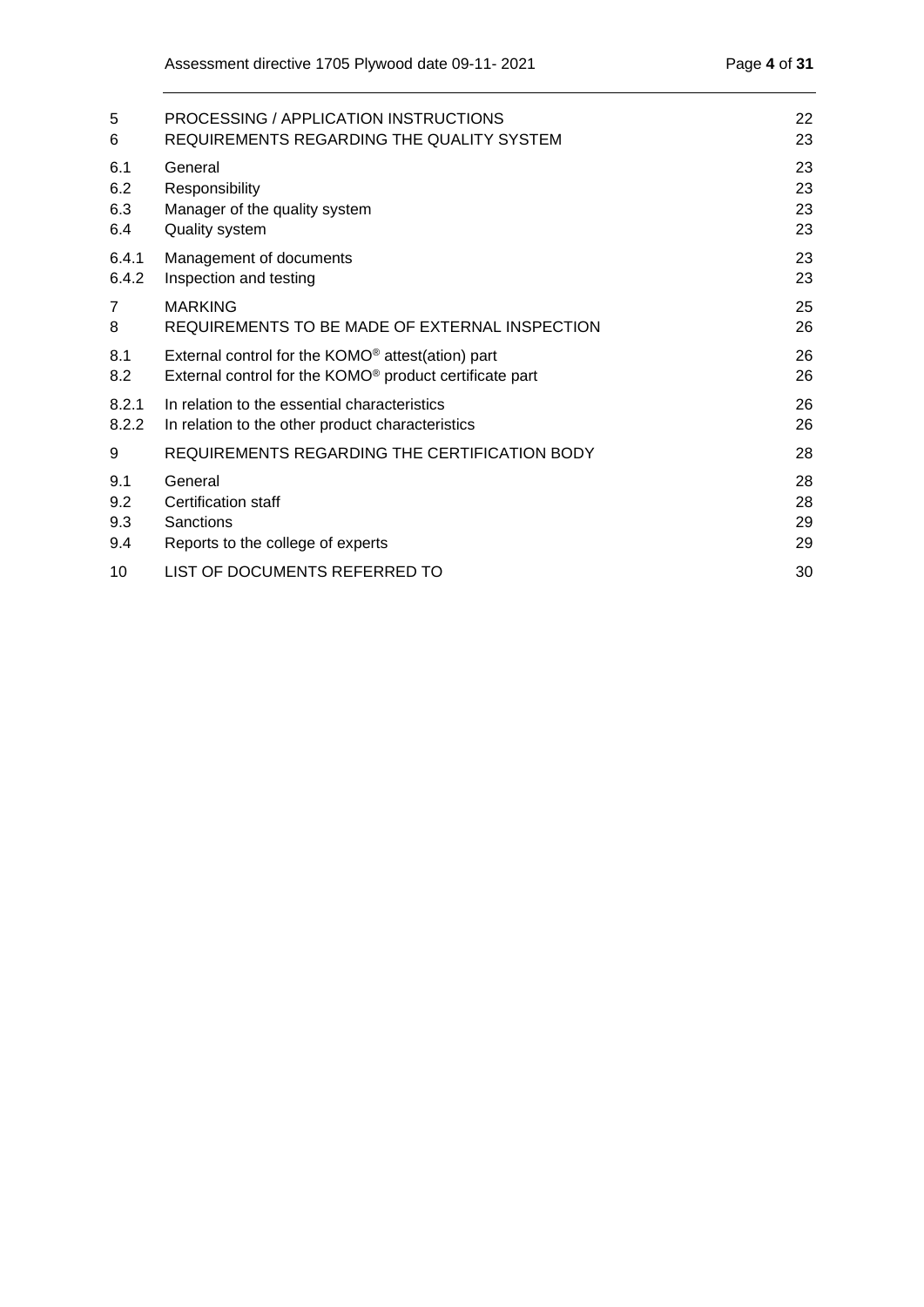| | | |
|---|---|---|
| 5 | PROCESSING / APPLICATION INSTRUCTIONS | 22 |
| 6 | REQUIREMENTS REGARDING THE QUALITY SYSTEM | 23 |
| 6.1 | General | 23 |
| 6.2 | Responsibility | 23 |
| 6.3 | Manager of the quality system | 23 |
| 6.4 | Quality system | 23 |
| 6.4.1 | Management of documents | 23 |
| 6.4.2 | Inspection and testing | 23 |
| 7 | MARKING | 25 |
| 8 | REQUIREMENTS TO BE MADE OF EXTERNAL INSPECTION | 26 |
| 8.1 | External control for the KOMO® attest(ation) part | 26 |
| 8.2 | External control for the KOMO® product certificate part | 26 |
| 8.2.1 | In relation to the essential characteristics | 26 |
| 8.2.2 | In relation to the other product characteristics | 26 |
| 9 | REQUIREMENTS REGARDING THE CERTIFICATION BODY | 28 |
| 9.1 | General | 28 |
| 9.2 | Certification staff | 28 |
| 9.3 | Sanctions | 29 |
| 9.4 | Reports to the college of experts | 29 |
| 10 | LIST OF DOCUMENTS REFERRED TO | 30 |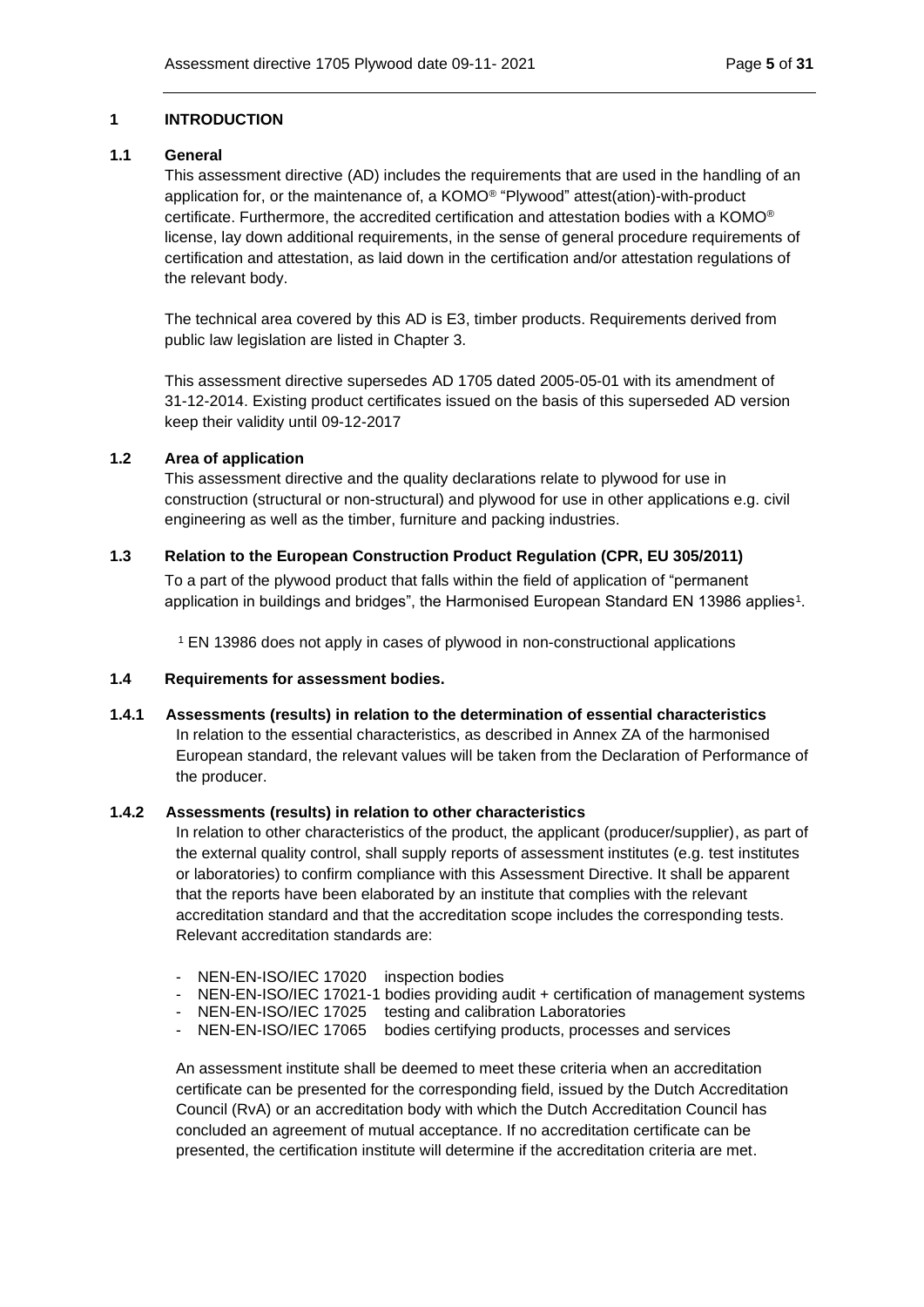# 1 INTRODUCTION

## 1.1 General

This assessment directive (AD) includes the requirements that are used in the handling of an application for, or the maintenance of, a KOMO® "Plywood" attest(ation)-with-product certificate. Furthermore, the accredited certification and attestation bodies with a KOMO® license, lay down additional requirements, in the sense of general procedure requirements of certification and attestation, as laid down in the certification and/or attestation regulations of the relevant body.

The technical area covered by this AD is E3, timber products. Requirements derived from public law legislation are listed in Chapter 3.

This assessment directive supersedes AD 1705 dated 2005-05-01 with its amendment of 31-12-2014. Existing product certificates issued on the basis of this superseded AD version keep their validity until 09-12-2017

## 1.2 Area of application

This assessment directive and the quality declarations relate to plywood for use in construction (structural or non-structural) and plywood for use in other applications e.g. civil engineering as well as the timber, furniture and packing industries.

## 1.3 Relation to the European Construction Product Regulation (CPR, EU 305/2011)

To a part of the plywood product that falls within the field of application of "permanent application in buildings and bridges", the Harmonised European Standard EN 13986 applies[1].

[1] EN 13986 does not apply in cases of plywood in non-constructional applications

## 1.4 Requirements for assessment bodies.

### 1.4.1 Assessments (results) in relation to the determination of essential characteristics

In relation to the essential characteristics, as described in Annex ZA of the harmonised European standard, the relevant values will be taken from the Declaration of Performance of the producer.

### 1.4.2 Assessments (results) in relation to other characteristics

In relation to other characteristics of the product, the applicant (producer/supplier), as part of the external quality control, shall supply reports of assessment institutes (e.g. test institutes or laboratories) to confirm compliance with this Assessment Directive. It shall be apparent that the reports have been elaborated by an institute that complies with the relevant accreditation standard and that the accreditation scope includes the corresponding tests. Relevant accreditation standards are:

- NEN-EN-ISO/IEC 17020 inspection bodies
- NEN-EN-ISO/IEC 17021-1 bodies providing audit + certification of management systems
- NEN-EN-ISO/IEC 17025 testing and calibration Laboratories
- NEN-EN-ISO/IEC 17065 bodies certifying products, processes and services

An assessment institute shall be deemed to meet these criteria when an accreditation certificate can be presented for the corresponding field, issued by the Dutch Accreditation Council (RvA) or an accreditation body with which the Dutch Accreditation Council has concluded an agreement of mutual acceptance. If no accreditation certificate can be presented, the certification institute will determine if the accreditation criteria are met.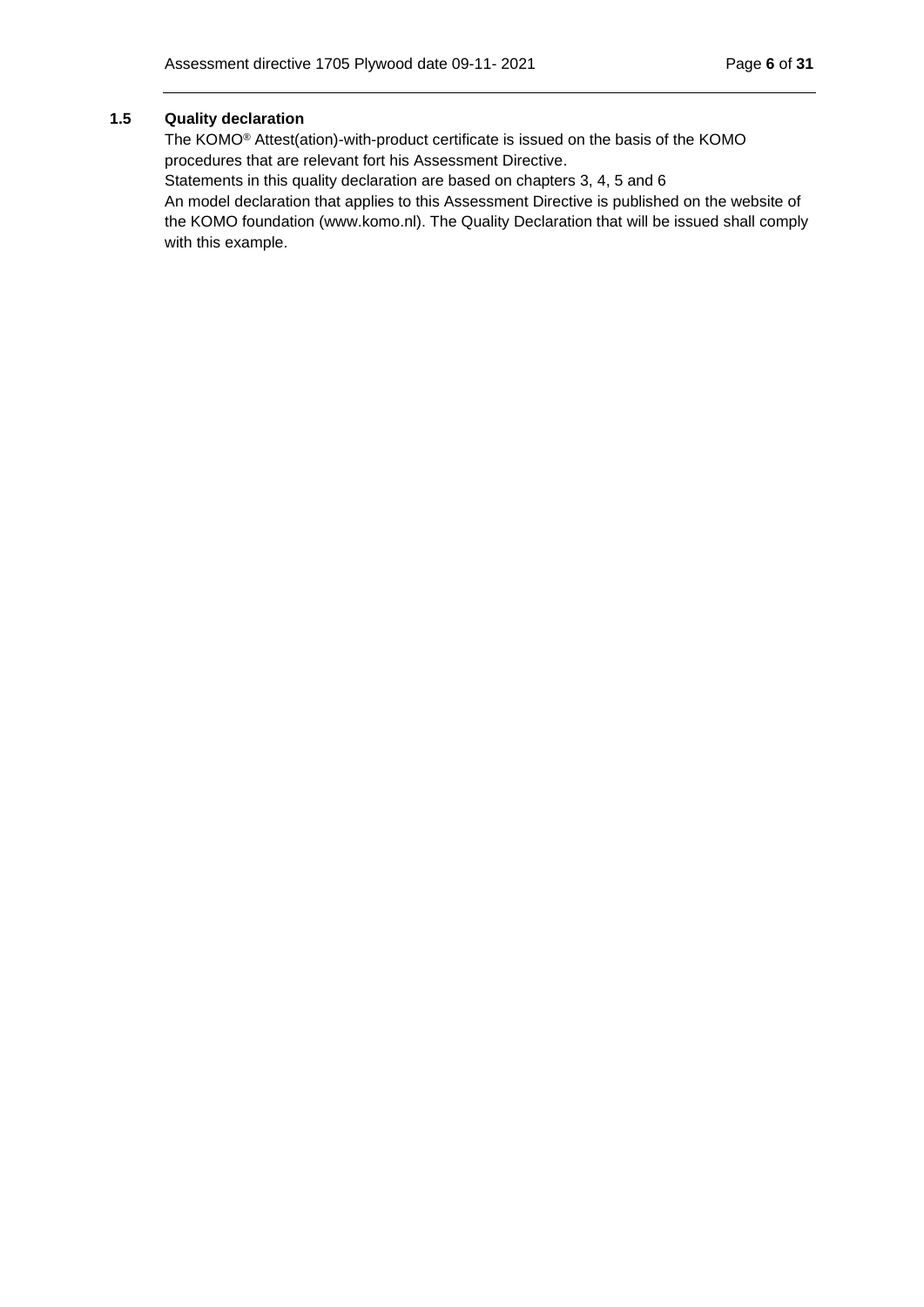## 1.5 Quality declaration

The KOMO® Attest(ation)-with-product certificate is issued on the basis of the KOMO procedures that are relevant fort his Assessment Directive.
Statements in this quality declaration are based on chapters 3, 4, 5 and 6
An model declaration that applies to this Assessment Directive is published on the website of the KOMO foundation (www.komo.nl). The Quality Declaration that will be issued shall comply with this example.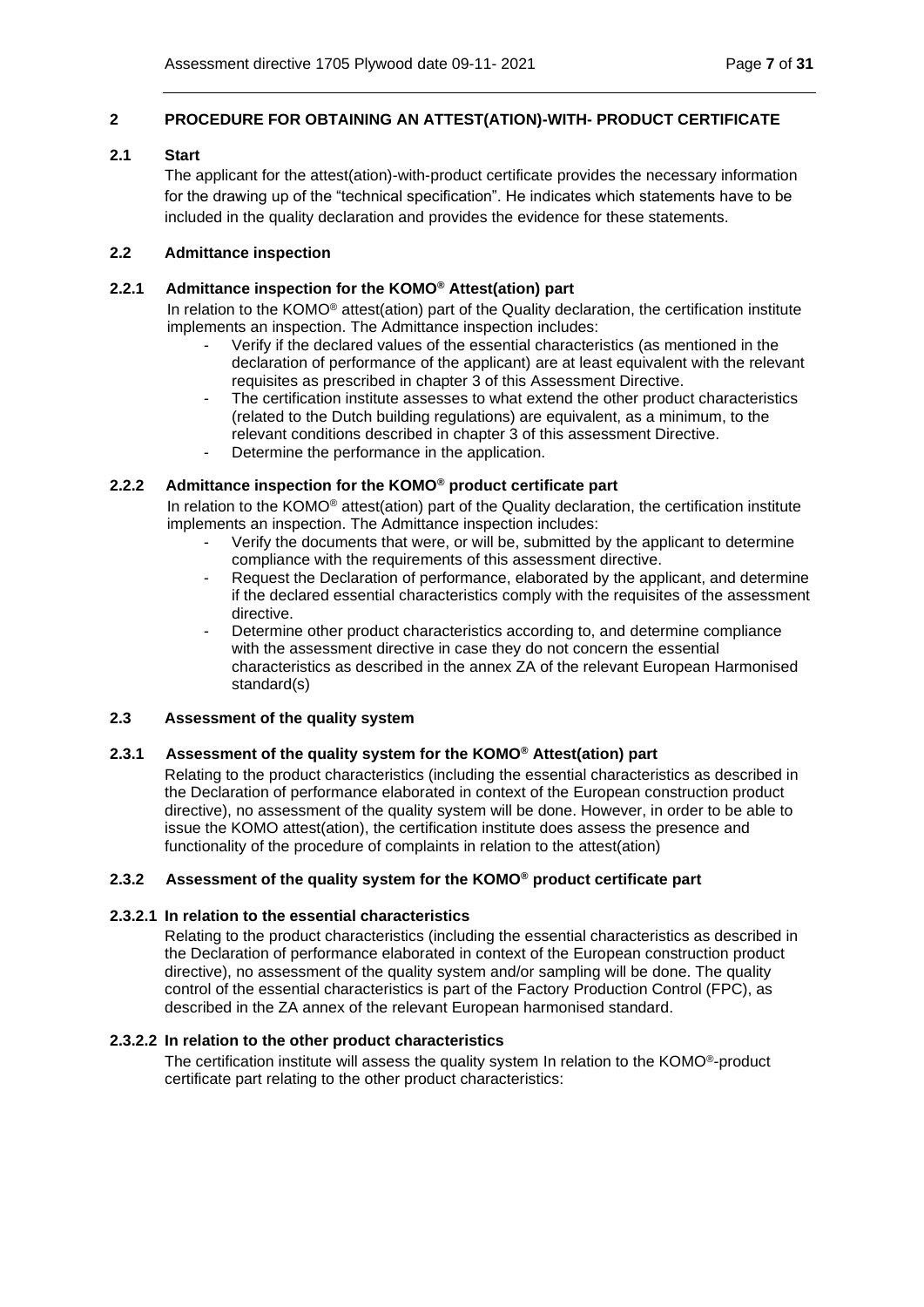## 2 PROCEDURE FOR OBTAINING AN ATTEST(ATION)-WITH- PRODUCT CERTIFICATE

### 2.1 Start

The applicant for the attest(ation)-with-product certificate provides the necessary information for the drawing up of the "technical specification". He indicates which statements have to be included in the quality declaration and provides the evidence for these statements.

### 2.2 Admittance inspection

#### 2.2.1 Admittance inspection for the KOMO® Attest(ation) part

In relation to the KOMO® attest(ation) part of the Quality declaration, the certification institute implements an inspection. The Admittance inspection includes:

- Verify if the declared values of the essential characteristics (as mentioned in the declaration of performance of the applicant) are at least equivalent with the relevant requisites as prescribed in chapter 3 of this Assessment Directive.
- The certification institute assesses to what extend the other product characteristics (related to the Dutch building regulations) are equivalent, as a minimum, to the relevant conditions described in chapter 3 of this assessment Directive.
- Determine the performance in the application.

#### 2.2.2 Admittance inspection for the KOMO® product certificate part

In relation to the KOMO® attest(ation) part of the Quality declaration, the certification institute implements an inspection. The Admittance inspection includes:

- Verify the documents that were, or will be, submitted by the applicant to determine compliance with the requirements of this assessment directive.
- Request the Declaration of performance, elaborated by the applicant, and determine if the declared essential characteristics comply with the requisites of the assessment directive.
- Determine other product characteristics according to, and determine compliance with the assessment directive in case they do not concern the essential characteristics as described in the annex ZA of the relevant European Harmonised standard(s)

### 2.3 Assessment of the quality system

#### 2.3.1 Assessment of the quality system for the KOMO® Attest(ation) part

Relating to the product characteristics (including the essential characteristics as described in the Declaration of performance elaborated in context of the European construction product directive), no assessment of the quality system will be done. However, in order to be able to issue the KOMO attest(ation), the certification institute does assess the presence and functionality of the procedure of complaints in relation to the attest(ation)

#### 2.3.2 Assessment of the quality system for the KOMO® product certificate part

##### 2.3.2.1 In relation to the essential characteristics

Relating to the product characteristics (including the essential characteristics as described in the Declaration of performance elaborated in context of the European construction product directive), no assessment of the quality system and/or sampling will be done. The quality control of the essential characteristics is part of the Factory Production Control (FPC), as described in the ZA annex of the relevant European harmonised standard.

##### 2.3.2.2 In relation to the other product characteristics

The certification institute will assess the quality system In relation to the KOMO®-product certificate part relating to the other product characteristics: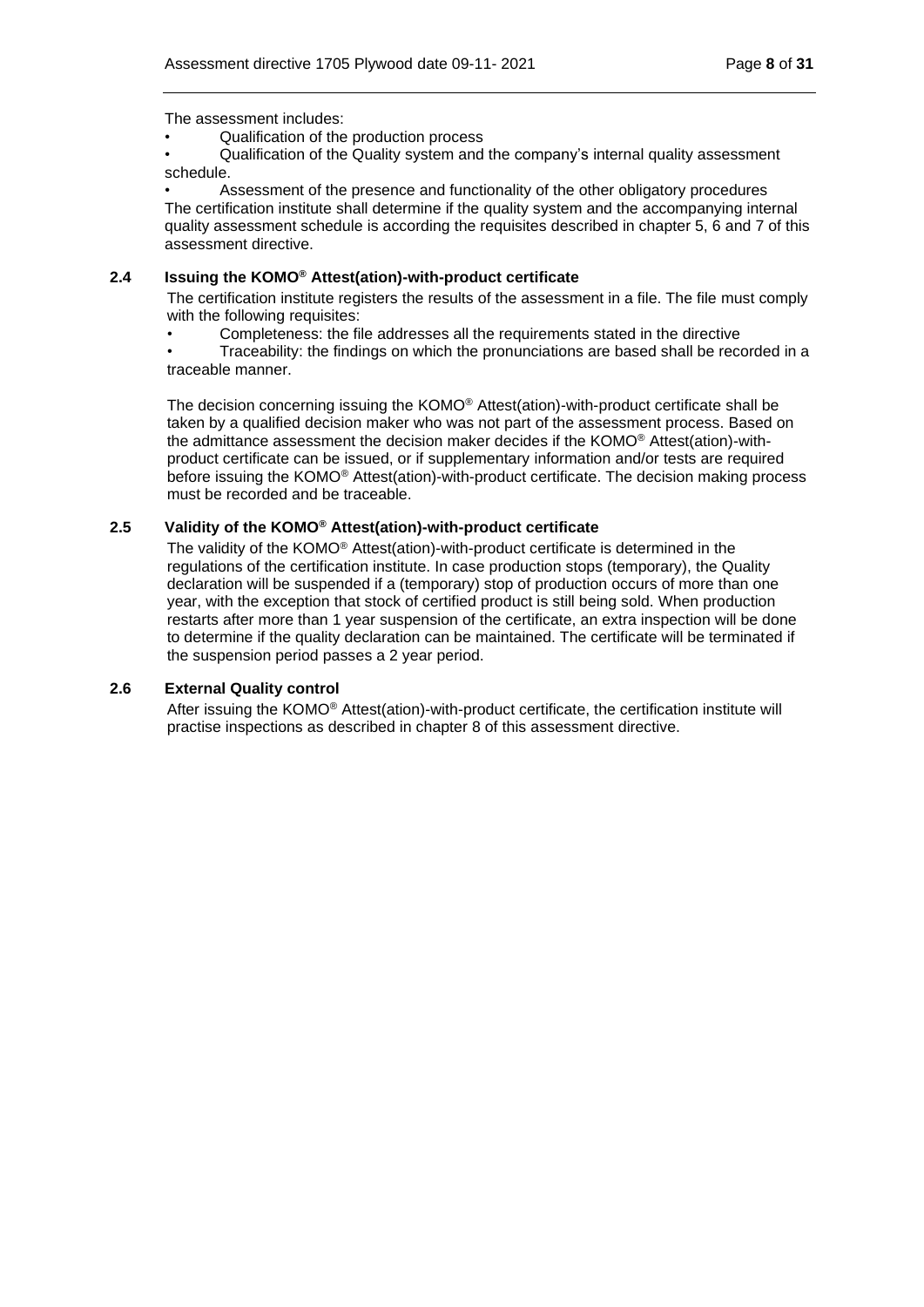The assessment includes:

- Qualification of the production process
- Qualification of the Quality system and the company's internal quality assessment schedule.
- Assessment of the presence and functionality of the other obligatory procedures

The certification institute shall determine if the quality system and the accompanying internal quality assessment schedule is according the requisites described in chapter 5, 6 and 7 of this assessment directive.

### 2.4 Issuing the KOMO® Attest(ation)-with-product certificate

The certification institute registers the results of the assessment in a file. The file must comply with the following requisites:

- Completeness: the file addresses all the requirements stated in the directive
- Traceability: the findings on which the pronunciations are based shall be recorded in a traceable manner.

The decision concerning issuing the KOMO® Attest(ation)-with-product certificate shall be taken by a qualified decision maker who was not part of the assessment process. Based on the admittance assessment the decision maker decides if the KOMO® Attest(ation)-with-product certificate can be issued, or if supplementary information and/or tests are required before issuing the KOMO® Attest(ation)-with-product certificate. The decision making process must be recorded and be traceable.

### 2.5 Validity of the KOMO® Attest(ation)-with-product certificate

The validity of the KOMO® Attest(ation)-with-product certificate is determined in the regulations of the certification institute. In case production stops (temporary), the Quality declaration will be suspended if a (temporary) stop of production occurs of more than one year, with the exception that stock of certified product is still being sold. When production restarts after more than 1 year suspension of the certificate, an extra inspection will be done to determine if the quality declaration can be maintained. The certificate will be terminated if the suspension period passes a 2 year period.

### 2.6 External Quality control

After issuing the KOMO® Attest(ation)-with-product certificate, the certification institute will practise inspections as described in chapter 8 of this assessment directive.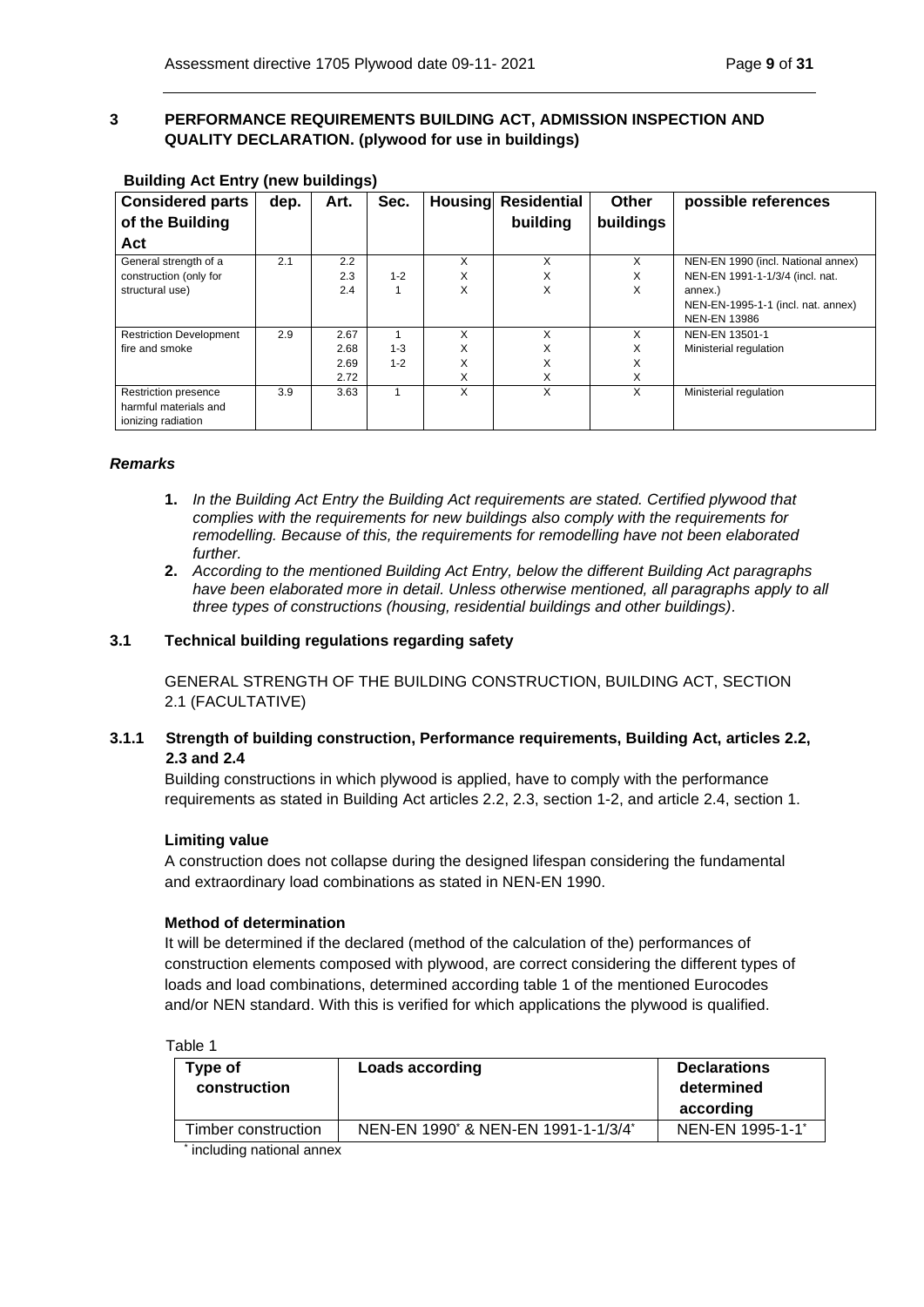## 3 PERFORMANCE REQUIREMENTS BUILDING ACT, ADMISSION INSPECTION AND QUALITY DECLARATION. (plywood for use in buildings)

**Building Act Entry (new buildings)**

| Considered parts of the Building Act | dep. | Art. | Sec. | Housing | Residential building | Other buildings | possible references |
|---|---|---|---|---|---|---|---|
| General strength of a construction (only for structural use) | 2.1 | 2.2<br>2.3<br>2.4 | <br>1-2<br>1 | X<br>X<br>X | X<br>X<br>X | X<br>X<br>X | NEN-EN 1990 (incl. National annex)<br>NEN-EN 1991-1-1/3/4 (incl. nat. annex.)<br>NEN-EN-1995-1-1 (incl. nat. annex)<br>NEN-EN 13986 |
| Restriction Development fire and smoke | 2.9 | 2.67<br>2.68<br>2.69<br>2.72 | 1<br>1-3<br>1-2 | X<br>X<br>X<br>X | X<br>X<br>X<br>X | X<br>X<br>X<br>X | NEN-EN 13501-1<br>Ministerial regulation |
| Restriction presence harmful materials and ionizing radiation | 3.9 | 3.63 | 1 | X | X | X | Ministerial regulation |

***Remarks***

1. *In the Building Act Entry the Building Act requirements are stated. Certified plywood that complies with the requirements for new buildings also comply with the requirements for remodelling. Because of this, the requirements for remodelling have not been elaborated further.*
2. *According to the mentioned Building Act Entry, below the different Building Act paragraphs have been elaborated more in detail. Unless otherwise mentioned, all paragraphs apply to all three types of constructions (housing, residential buildings and other buildings)*.

### 3.1 Technical building regulations regarding safety

GENERAL STRENGTH OF THE BUILDING CONSTRUCTION, BUILDING ACT, SECTION 2.1 (FACULTATIVE)

#### 3.1.1 Strength of building construction, Performance requirements, Building Act, articles 2.2, 2.3 and 2.4

Building constructions in which plywood is applied, have to comply with the performance requirements as stated in Building Act articles 2.2, 2.3, section 1-2, and article 2.4, section 1.

**Limiting value**

A construction does not collapse during the designed lifespan considering the fundamental and extraordinary load combinations as stated in NEN-EN 1990.

**Method of determination**

It will be determined if the declared (method of the calculation of the) performances of construction elements composed with plywood, are correct considering the different types of loads and load combinations, determined according table 1 of the mentioned Eurocodes and/or NEN standard. With this is verified for which applications the plywood is qualified.

Table 1

| Type of construction | Loads according | Declarations determined according |
|---|---|---|
| Timber construction | NEN-EN 1990* & NEN-EN 1991-1-1/3/4* | NEN-EN 1995-1-1* |

* including national annex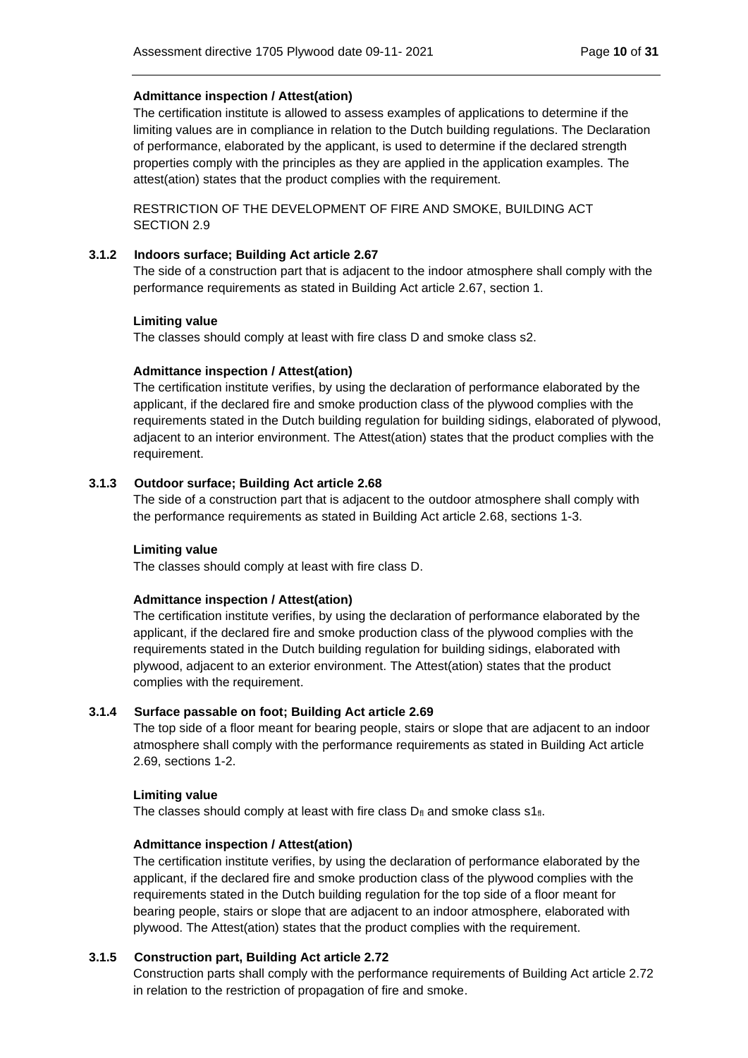**Admittance inspection / Attest(ation)**

The certification institute is allowed to assess examples of applications to determine if the limiting values are in compliance in relation to the Dutch building regulations. The Declaration of performance, elaborated by the applicant, is used to determine if the declared strength properties comply with the principles as they are applied in the application examples. The attest(ation) states that the product complies with the requirement.

RESTRICTION OF THE DEVELOPMENT OF FIRE AND SMOKE, BUILDING ACT SECTION 2.9

### 3.1.2 Indoors surface; Building Act article 2.67

The side of a construction part that is adjacent to the indoor atmosphere shall comply with the performance requirements as stated in Building Act article 2.67, section 1.

**Limiting value**

The classes should comply at least with fire class D and smoke class s2.

**Admittance inspection / Attest(ation)**

The certification institute verifies, by using the declaration of performance elaborated by the applicant, if the declared fire and smoke production class of the plywood complies with the requirements stated in the Dutch building regulation for building sidings, elaborated of plywood, adjacent to an interior environment. The Attest(ation) states that the product complies with the requirement.

### 3.1.3 Outdoor surface; Building Act article 2.68

The side of a construction part that is adjacent to the outdoor atmosphere shall comply with the performance requirements as stated in Building Act article 2.68, sections 1-3.

**Limiting value**

The classes should comply at least with fire class D.

**Admittance inspection / Attest(ation)**

The certification institute verifies, by using the declaration of performance elaborated by the applicant, if the declared fire and smoke production class of the plywood complies with the requirements stated in the Dutch building regulation for building sidings, elaborated with plywood, adjacent to an exterior environment. The Attest(ation) states that the product complies with the requirement.

### 3.1.4 Surface passable on foot; Building Act article 2.69

The top side of a floor meant for bearing people, stairs or slope that are adjacent to an indoor atmosphere shall comply with the performance requirements as stated in Building Act article 2.69, sections 1-2.

**Limiting value**

The classes should comply at least with fire class $D_{fl}$ and smoke class $s1_{fl}$.

**Admittance inspection / Attest(ation)**

The certification institute verifies, by using the declaration of performance elaborated by the applicant, if the declared fire and smoke production class of the plywood complies with the requirements stated in the Dutch building regulation for the top side of a floor meant for bearing people, stairs or slope that are adjacent to an indoor atmosphere, elaborated with plywood. The Attest(ation) states that the product complies with the requirement.

### 3.1.5 Construction part, Building Act article 2.72

Construction parts shall comply with the performance requirements of Building Act article 2.72 in relation to the restriction of propagation of fire and smoke.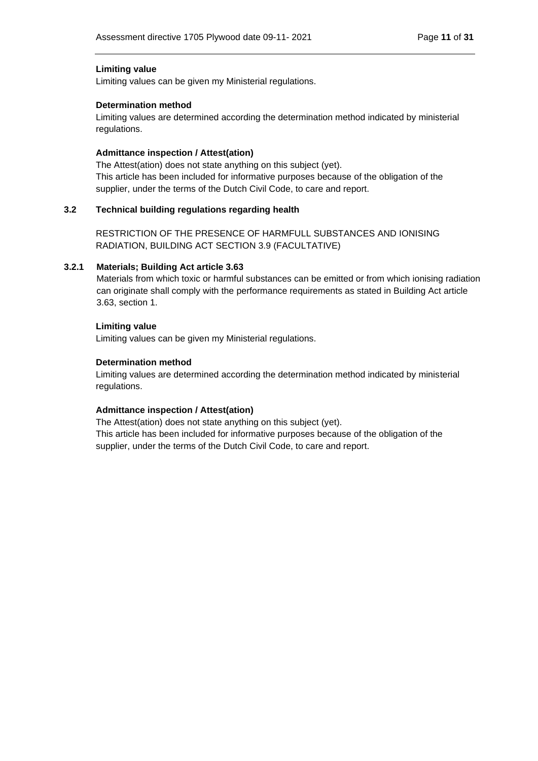**Limiting value**

Limiting values can be given my Ministerial regulations.

**Determination method**

Limiting values are determined according the determination method indicated by ministerial regulations.

**Admittance inspection / Attest(ation)**

The Attest(ation) does not state anything on this subject (yet).
This article has been included for informative purposes because of the obligation of the supplier, under the terms of the Dutch Civil Code, to care and report.

## 3.2 Technical building regulations regarding health

RESTRICTION OF THE PRESENCE OF HARMFULL SUBSTANCES AND IONISING RADIATION, BUILDING ACT SECTION 3.9 (FACULTATIVE)

### 3.2.1 Materials; Building Act article 3.63

Materials from which toxic or harmful substances can be emitted or from which ionising radiation can originate shall comply with the performance requirements as stated in Building Act article 3.63, section 1.

**Limiting value**

Limiting values can be given my Ministerial regulations.

**Determination method**

Limiting values are determined according the determination method indicated by ministerial regulations.

**Admittance inspection / Attest(ation)**

The Attest(ation) does not state anything on this subject (yet).
This article has been included for informative purposes because of the obligation of the supplier, under the terms of the Dutch Civil Code, to care and report.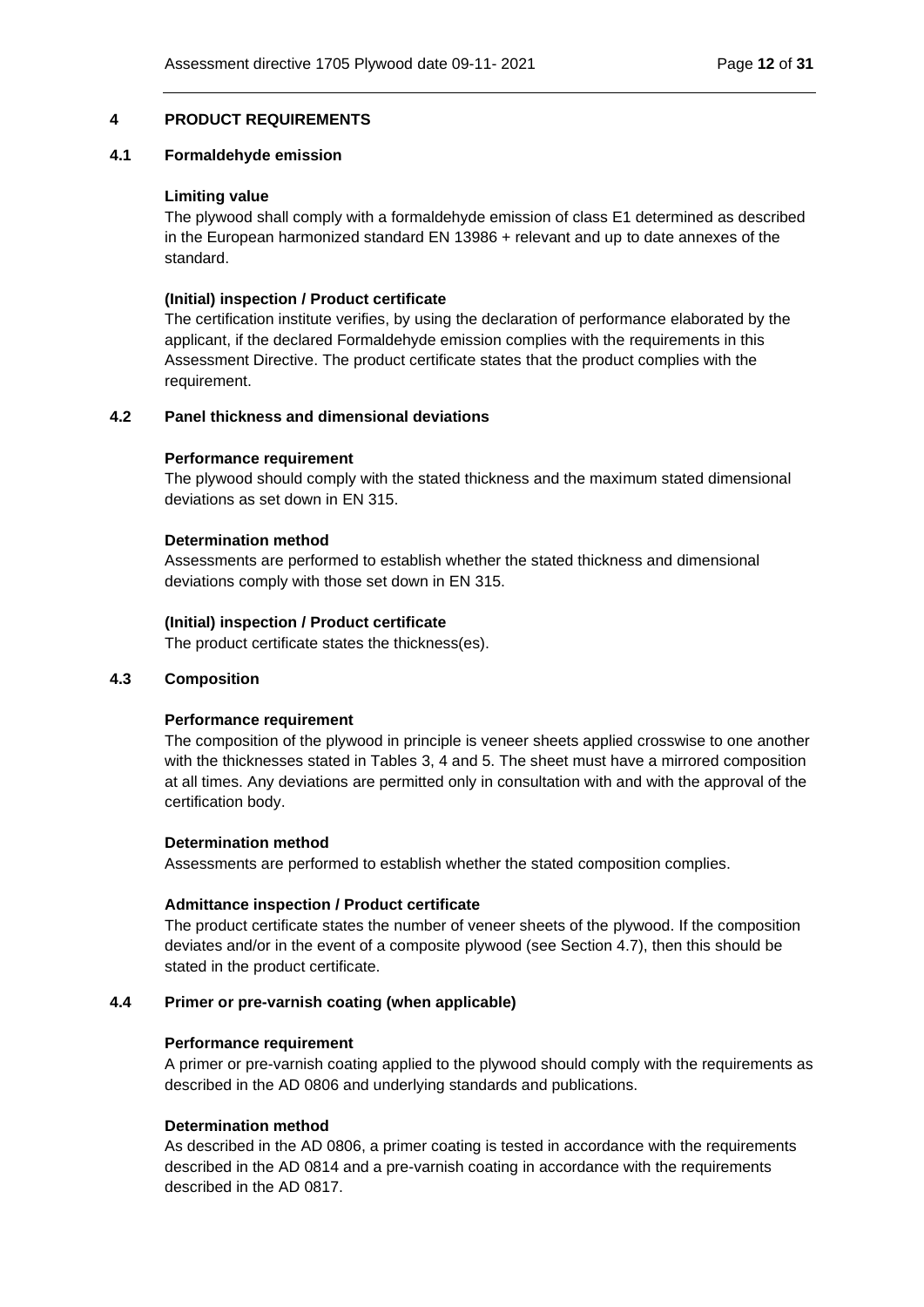# 4 PRODUCT REQUIREMENTS

## 4.1 Formaldehyde emission

**Limiting value**

The plywood shall comply with a formaldehyde emission of class E1 determined as described in the European harmonized standard EN 13986 + relevant and up to date annexes of the standard.

**(Initial) inspection / Product certificate**

The certification institute verifies, by using the declaration of performance elaborated by the applicant, if the declared Formaldehyde emission complies with the requirements in this Assessment Directive. The product certificate states that the product complies with the requirement.

## 4.2 Panel thickness and dimensional deviations

**Performance requirement**

The plywood should comply with the stated thickness and the maximum stated dimensional deviations as set down in EN 315.

**Determination method**

Assessments are performed to establish whether the stated thickness and dimensional deviations comply with those set down in EN 315.

**(Initial) inspection / Product certificate**

The product certificate states the thickness(es).

## 4.3 Composition

**Performance requirement**

The composition of the plywood in principle is veneer sheets applied crosswise to one another with the thicknesses stated in Tables 3, 4 and 5. The sheet must have a mirrored composition at all times. Any deviations are permitted only in consultation with and with the approval of the certification body.

**Determination method**

Assessments are performed to establish whether the stated composition complies.

**Admittance inspection / Product certificate**

The product certificate states the number of veneer sheets of the plywood. If the composition deviates and/or in the event of a composite plywood (see Section 4.7), then this should be stated in the product certificate.

## 4.4 Primer or pre-varnish coating (when applicable)

**Performance requirement**

A primer or pre-varnish coating applied to the plywood should comply with the requirements as described in the AD 0806 and underlying standards and publications.

**Determination method**

As described in the AD 0806, a primer coating is tested in accordance with the requirements described in the AD 0814 and a pre-varnish coating in accordance with the requirements described in the AD 0817.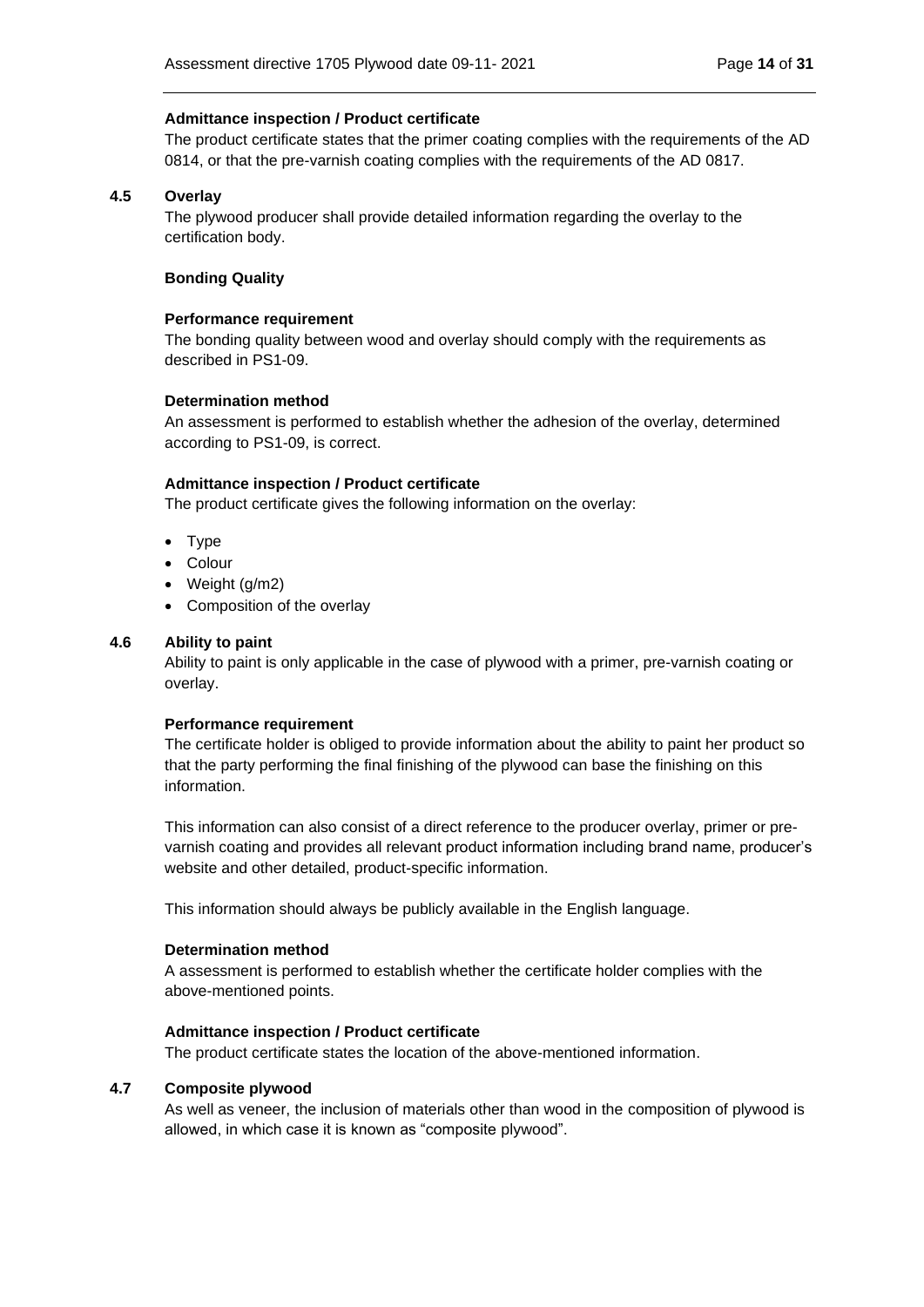**Admittance inspection / Product certificate**

The product certificate states that the primer coating complies with the requirements of the AD 0814, or that the pre-varnish coating complies with the requirements of the AD 0817.

## 4.5 Overlay

The plywood producer shall provide detailed information regarding the overlay to the certification body.

**Bonding Quality**

**Performance requirement**

The bonding quality between wood and overlay should comply with the requirements as described in PS1-09.

**Determination method**

An assessment is performed to establish whether the adhesion of the overlay, determined according to PS1-09, is correct.

**Admittance inspection / Product certificate**

The product certificate gives the following information on the overlay:

- Type
- Colour
- Weight (g/m2)
- Composition of the overlay

## 4.6 Ability to paint

Ability to paint is only applicable in the case of plywood with a primer, pre-varnish coating or overlay.

**Performance requirement**

The certificate holder is obliged to provide information about the ability to paint her product so that the party performing the final finishing of the plywood can base the finishing on this information.

This information can also consist of a direct reference to the producer overlay, primer or pre-varnish coating and provides all relevant product information including brand name, producer's website and other detailed, product-specific information.

This information should always be publicly available in the English language.

**Determination method**

A assessment is performed to establish whether the certificate holder complies with the above-mentioned points.

**Admittance inspection / Product certificate**

The product certificate states the location of the above-mentioned information.

## 4.7 Composite plywood

As well as veneer, the inclusion of materials other than wood in the composition of plywood is allowed, in which case it is known as "composite plywood".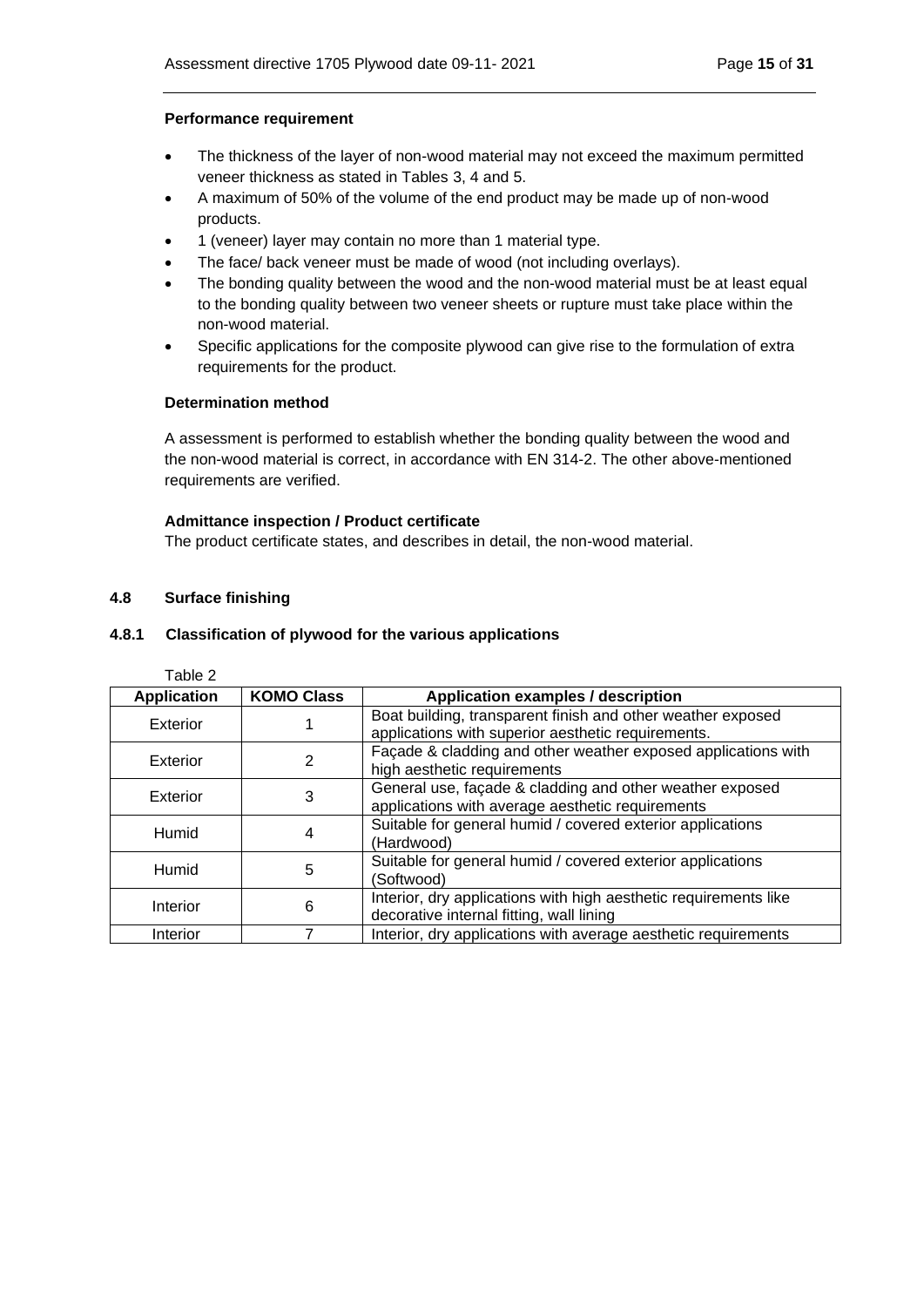**Performance requirement**

- The thickness of the layer of non-wood material may not exceed the maximum permitted veneer thickness as stated in Tables 3, 4 and 5.
- A maximum of 50% of the volume of the end product may be made up of non-wood products.
- 1 (veneer) layer may contain no more than 1 material type.
- The face/ back veneer must be made of wood (not including overlays).
- The bonding quality between the wood and the non-wood material must be at least equal to the bonding quality between two veneer sheets or rupture must take place within the non-wood material.
- Specific applications for the composite plywood can give rise to the formulation of extra requirements for the product.

**Determination method**

A assessment is performed to establish whether the bonding quality between the wood and the non-wood material is correct, in accordance with EN 314-2. The other above-mentioned requirements are verified.

**Admittance inspection / Product certificate**

The product certificate states, and describes in detail, the non-wood material.

## 4.8 Surface finishing

### 4.8.1 Classification of plywood for the various applications

Table 2

| Application | KOMO Class | Application examples / description |
|---|---|---|
| Exterior | 1 | Boat building, transparent finish and other weather exposed applications with superior aesthetic requirements. |
| Exterior | 2 | Façade & cladding and other weather exposed applications with high aesthetic requirements |
| Exterior | 3 | General use, façade & cladding and other weather exposed applications with average aesthetic requirements |
| Humid | 4 | Suitable for general humid / covered exterior applications (Hardwood) |
| Humid | 5 | Suitable for general humid / covered exterior applications (Softwood) |
| Interior | 6 | Interior, dry applications with high aesthetic requirements like decorative internal fitting, wall lining |
| Interior | 7 | Interior, dry applications with average aesthetic requirements |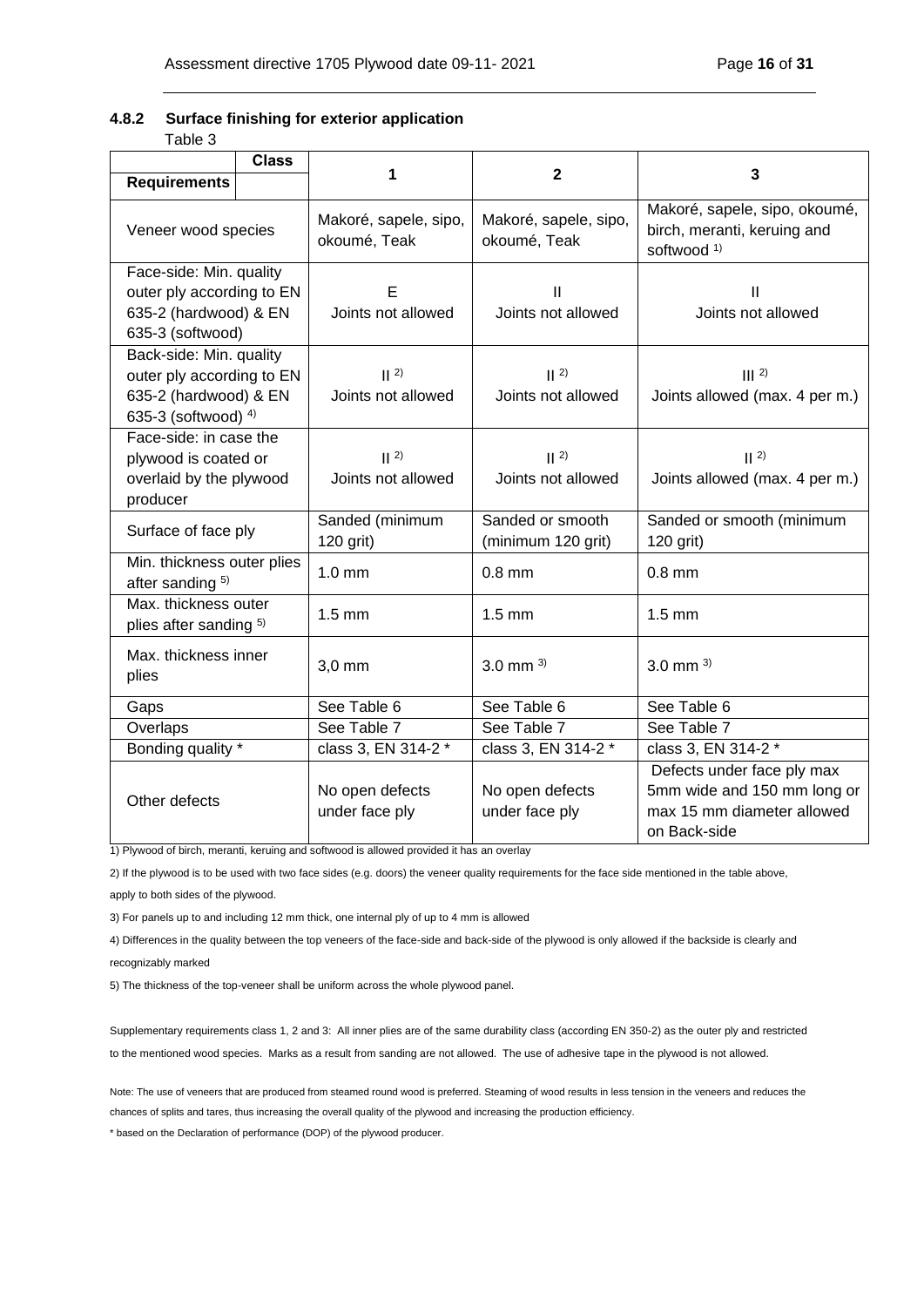#### 4.8.2 Surface finishing for exterior application

Table 3

| Class / Requirements | 1 | 2 | 3 |
|---|---|---|---|
| Veneer wood species | Makoré, sapele, sipo, okoumé, Teak | Makoré, sapele, sipo, okoumé, Teak | Makoré, sapele, sipo, okoumé, birch, meranti, keruing and softwood [1] |
| Face-side: Min. quality outer ply according to EN 635-2 (hardwood) & EN 635-3 (softwood) | E<br>Joints not allowed | II<br>Joints not allowed | II<br>Joints not allowed |
| Back-side: Min. quality outer ply according to EN 635-2 (hardwood) & EN 635-3 (softwood) [4] | II [2]<br>Joints not allowed | II [2]<br>Joints not allowed | III [2]<br>Joints allowed (max. 4 per m.) |
| Face-side: in case the plywood is coated or overlaid by the plywood producer | II [2]<br>Joints not allowed | II [2]<br>Joints not allowed | II [2]<br>Joints allowed (max. 4 per m.) |
| Surface of face ply | Sanded (minimum 120 grit) | Sanded or smooth (minimum 120 grit) | Sanded or smooth (minimum 120 grit) |
| Min. thickness outer plies after sanding [5] | 1.0 mm | 0.8 mm | 0.8 mm |
| Max. thickness outer plies after sanding [5] | 1.5 mm | 1.5 mm | 1.5 mm |
| Max. thickness inner plies | 3,0 mm | 3.0 mm [3] | 3.0 mm [3] |
| Gaps | See Table 6 | See Table 6 | See Table 6 |
| Overlaps | See Table 7 | See Table 7 | See Table 7 |
| Bonding quality * | class 3, EN 314-2 * | class 3, EN 314-2 * | class 3, EN 314-2 * |
| Other defects | No open defects under face ply | No open defects under face ply | Defects under face ply max 5mm wide and 150 mm long or max 15 mm diameter allowed on Back-side |

1) Plywood of birch, meranti, keruing and softwood is allowed provided it has an overlay

2) If the plywood is to be used with two face sides (e.g. doors) the veneer quality requirements for the face side mentioned in the table above, apply to both sides of the plywood.

3) For panels up to and including 12 mm thick, one internal ply of up to 4 mm is allowed

4) Differences in the quality between the top veneers of the face-side and back-side of the plywood is only allowed if the backside is clearly and recognizably marked

5) The thickness of the top-veneer shall be uniform across the whole plywood panel.

Supplementary requirements class 1, 2 and 3: All inner plies are of the same durability class (according EN 350-2) as the outer ply and restricted to the mentioned wood species. Marks as a result from sanding are not allowed. The use of adhesive tape in the plywood is not allowed.

Note: The use of veneers that are produced from steamed round wood is preferred. Steaming of wood results in less tension in the veneers and reduces the chances of splits and tares, thus increasing the overall quality of the plywood and increasing the production efficiency.

\* based on the Declaration of performance (DOP) of the plywood producer.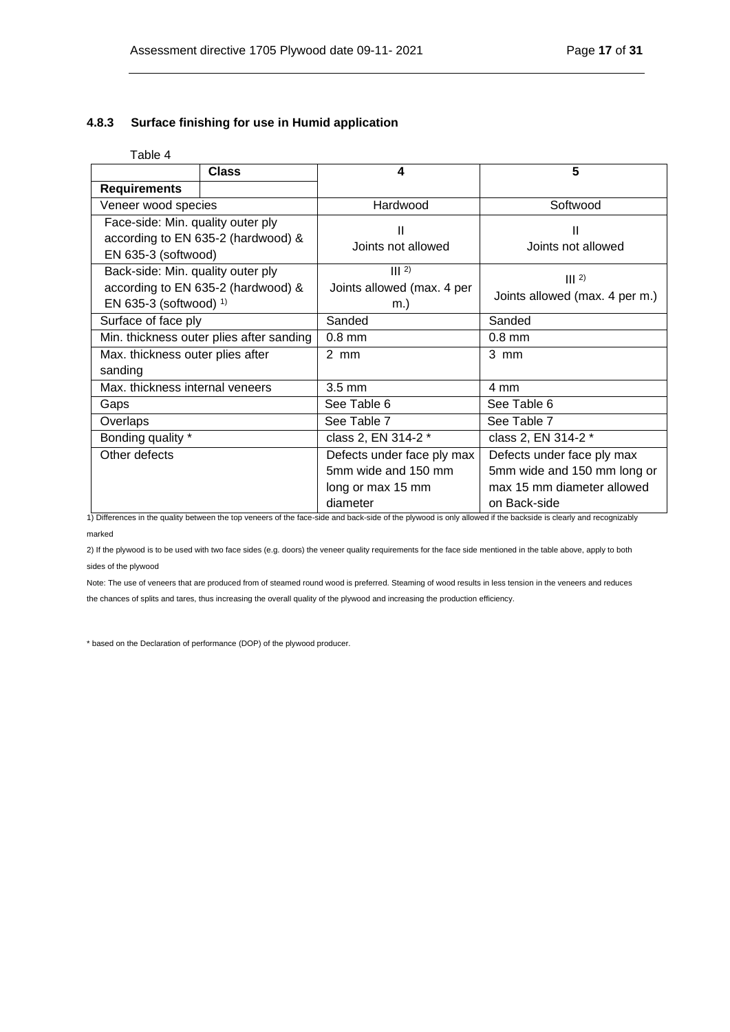### 4.8.3 Surface finishing for use in Humid application

Table 4

| Class / Requirements | 4 | 5 |
|---|---|---|
| Veneer wood species | Hardwood | Softwood |
| Face-side: Min. quality outer ply according to EN 635-2 (hardwood) & EN 635-3 (softwood) | II<br>Joints not allowed | II<br>Joints not allowed |
| Back-side: Min. quality outer ply according to EN 635-2 (hardwood) & EN 635-3 (softwood) 1) | III 2)<br>Joints allowed (max. 4 per m.) | III 2)<br>Joints allowed (max. 4 per m.) |
| Surface of face ply | Sanded | Sanded |
| Min. thickness outer plies after sanding | 0.8 mm | 0.8 mm |
| Max. thickness outer plies after sanding | 2 mm | 3 mm |
| Max. thickness internal veneers | 3.5 mm | 4 mm |
| Gaps | See Table 6 | See Table 6 |
| Overlaps | See Table 7 | See Table 7 |
| Bonding quality * | class 2, EN 314-2 * | class 2, EN 314-2 * |
| Other defects | Defects under face ply max 5mm wide and 150 mm long or max 15 mm diameter | Defects under face ply max 5mm wide and 150 mm long or max 15 mm diameter allowed on Back-side |

1) Differences in the quality between the top veneers of the face-side and back-side of the plywood is only allowed if the backside is clearly and recognizably marked

2) If the plywood is to be used with two face sides (e.g. doors) the veneer quality requirements for the face side mentioned in the table above, apply to both sides of the plywood

Note: The use of veneers that are produced from of steamed round wood is preferred. Steaming of wood results in less tension in the veneers and reduces the chances of splits and tares, thus increasing the overall quality of the plywood and increasing the production efficiency.

* based on the Declaration of performance (DOP) of the plywood producer.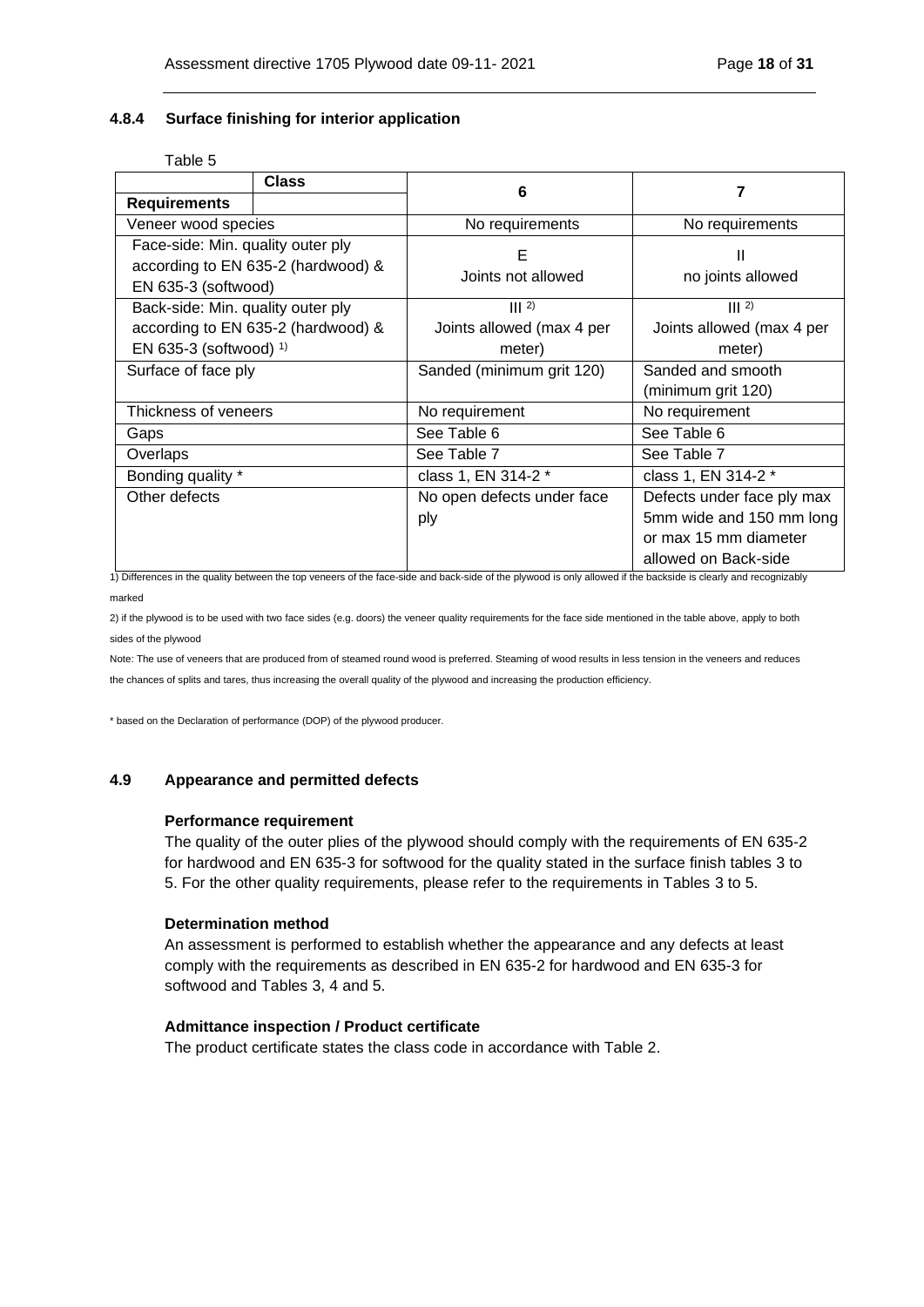### 4.8.4 Surface finishing for interior application

Table 5

| Class / Requirements | 6 | 7 |
|---|---|---|
| Veneer wood species | No requirements | No requirements |
| Face-side: Min. quality outer ply according to EN 635-2 (hardwood) & EN 635-3 (softwood) | E<br>Joints not allowed | II<br>no joints allowed |
| Back-side: Min. quality outer ply according to EN 635-2 (hardwood) & EN 635-3 (softwood) [1)] | III [2)]<br>Joints allowed (max 4 per meter) | III [2)]<br>Joints allowed (max 4 per meter) |
| Surface of face ply | Sanded (minimum grit 120) | Sanded and smooth (minimum grit 120) |
| Thickness of veneers | No requirement | No requirement |
| Gaps | See Table 6 | See Table 6 |
| Overlaps | See Table 7 | See Table 7 |
| Bonding quality * | class 1, EN 314-2 * | class 1, EN 314-2 * |
| Other defects | No open defects under face ply | Defects under face ply max 5mm wide and 150 mm long or max 15 mm diameter allowed on Back-side |

1) Differences in the quality between the top veneers of the face-side and back-side of the plywood is only allowed if the backside is clearly and recognizably marked

2) if the plywood is to be used with two face sides (e.g. doors) the veneer quality requirements for the face side mentioned in the table above, apply to both sides of the plywood

Note: The use of veneers that are produced from of steamed round wood is preferred. Steaming of wood results in less tension in the veneers and reduces the chances of splits and tares, thus increasing the overall quality of the plywood and increasing the production efficiency.

* based on the Declaration of performance (DOP) of the plywood producer.

## 4.9 Appearance and permitted defects

**Performance requirement**

The quality of the outer plies of the plywood should comply with the requirements of EN 635-2 for hardwood and EN 635-3 for softwood for the quality stated in the surface finish tables 3 to 5. For the other quality requirements, please refer to the requirements in Tables 3 to 5.

**Determination method**

An assessment is performed to establish whether the appearance and any defects at least comply with the requirements as described in EN 635-2 for hardwood and EN 635-3 for softwood and Tables 3, 4 and 5.

**Admittance inspection / Product certificate**

The product certificate states the class code in accordance with Table 2.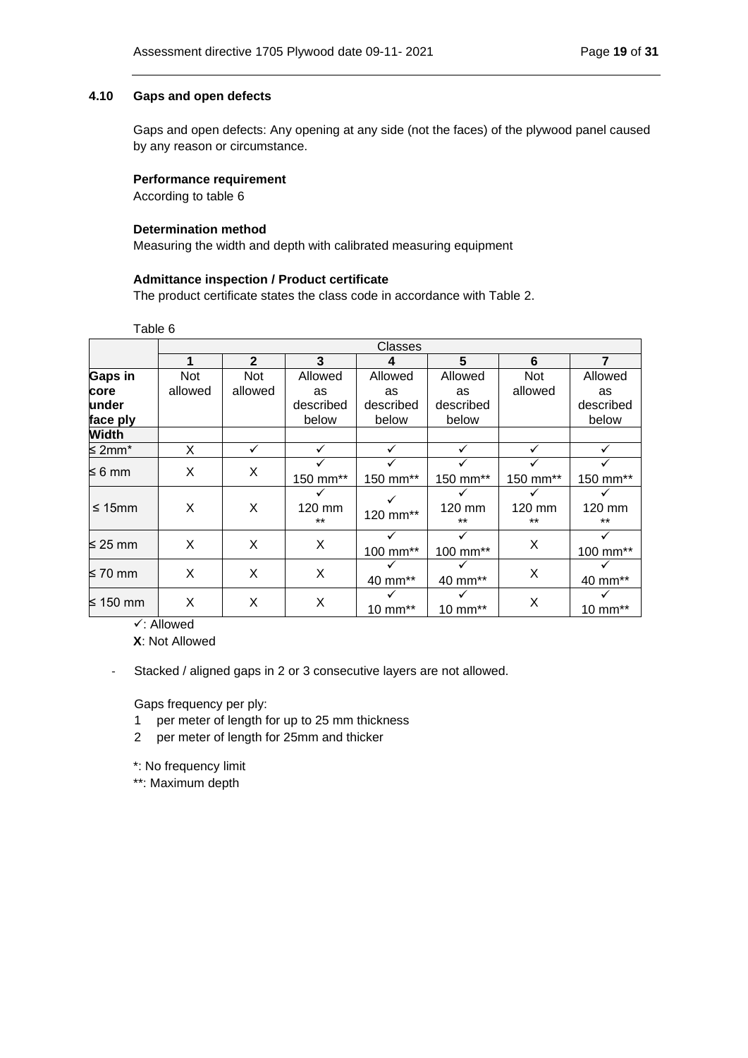### 4.10 Gaps and open defects

Gaps and open defects: Any opening at any side (not the faces) of the plywood panel caused by any reason or circumstance.

**Performance requirement**
According to table 6

**Determination method**
Measuring the width and depth with calibrated measuring equipment

**Admittance inspection / Product certificate**
The product certificate states the class code in accordance with Table 2.

Table 6

| | Classes | | | | | | |
|---|---|---|---|---|---|---|---|
| | **1** | **2** | **3** | **4** | **5** | **6** | **7** |
| **Gaps in core under face ply** | Not allowed | Not allowed | Allowed as described below | Allowed as described below | Allowed as described below | Not allowed | Allowed as described below |
| **Width** | | | | | | | |
| ≤ 2mm* | X | ✓ | ✓ | ✓ | ✓ | ✓ | ✓ |
| ≤ 6 mm | X | X | ✓ 150 mm** | ✓ 150 mm** | ✓ 150 mm** | ✓ 150 mm** | ✓ 150 mm** |
| ≤ 15mm | X | X | ✓ 120 mm ** | ✓ 120 mm** | ✓ 120 mm ** | ✓ 120 mm ** | ✓ 120 mm ** |
| ≤ 25 mm | X | X | X | ✓ 100 mm** | ✓ 100 mm** | X | ✓ 100 mm** |
| ≤ 70 mm | X | X | X | ✓ 40 mm** | ✓ 40 mm** | X | ✓ 40 mm** |
| ≤ 150 mm | X | X | X | ✓ 10 mm** | ✓ 10 mm** | X | ✓ 10 mm** |

✓: Allowed
**X**: Not Allowed

- Stacked / aligned gaps in 2 or 3 consecutive layers are not allowed.

Gaps frequency per ply:

1 per meter of length for up to 25 mm thickness
2 per meter of length for 25mm and thicker

*: No frequency limit
**: Maximum depth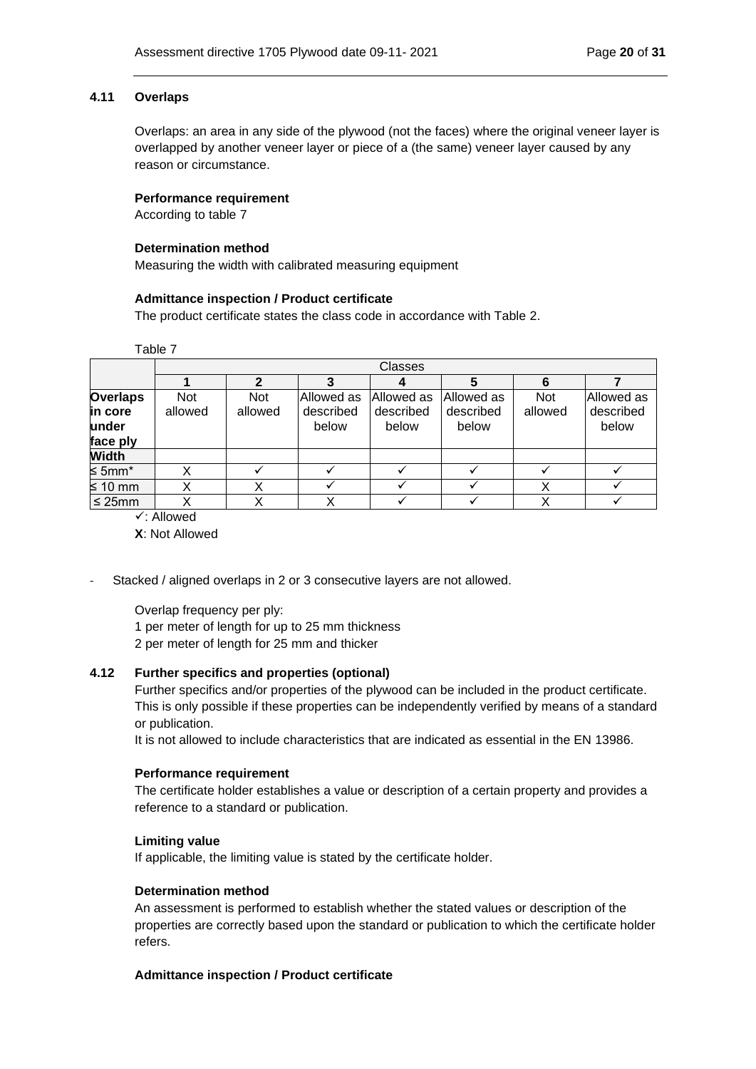### 4.11 Overlaps

Overlaps: an area in any side of the plywood (not the faces) where the original veneer layer is overlapped by another veneer layer or piece of a (the same) veneer layer caused by any reason or circumstance.

**Performance requirement**
According to table 7

**Determination method**
Measuring the width with calibrated measuring equipment

**Admittance inspection / Product certificate**
The product certificate states the class code in accordance with Table 2.

Table 7

| | Classes | | | | | | |
|---|---|---|---|---|---|---|---|
| | **1** | **2** | **3** | **4** | **5** | **6** | **7** |
| **Overlaps in core under face ply** | Not allowed | Not allowed | Allowed as described below | Allowed as described below | Allowed as described below | Not allowed | Allowed as described below |
| **Width** | | | | | | | |
| ≤ 5mm* | X | ✓ | ✓ | ✓ | ✓ | ✓ | ✓ |
| ≤ 10 mm | X | X | ✓ | ✓ | ✓ | X | ✓ |
| ≤ 25mm | X | X | X | ✓ | ✓ | X | ✓ |

✓: Allowed
**X**: Not Allowed

- Stacked / aligned overlaps in 2 or 3 consecutive layers are not allowed.

Overlap frequency per ply:
1 per meter of length for up to 25 mm thickness
2 per meter of length for 25 mm and thicker

### 4.12 Further specifics and properties (optional)

Further specifics and/or properties of the plywood can be included in the product certificate. This is only possible if these properties can be independently verified by means of a standard or publication.
It is not allowed to include characteristics that are indicated as essential in the EN 13986.

**Performance requirement**
The certificate holder establishes a value or description of a certain property and provides a reference to a standard or publication.

**Limiting value**
If applicable, the limiting value is stated by the certificate holder.

**Determination method**
An assessment is performed to establish whether the stated values or description of the properties are correctly based upon the standard or publication to which the certificate holder refers.

**Admittance inspection / Product certificate**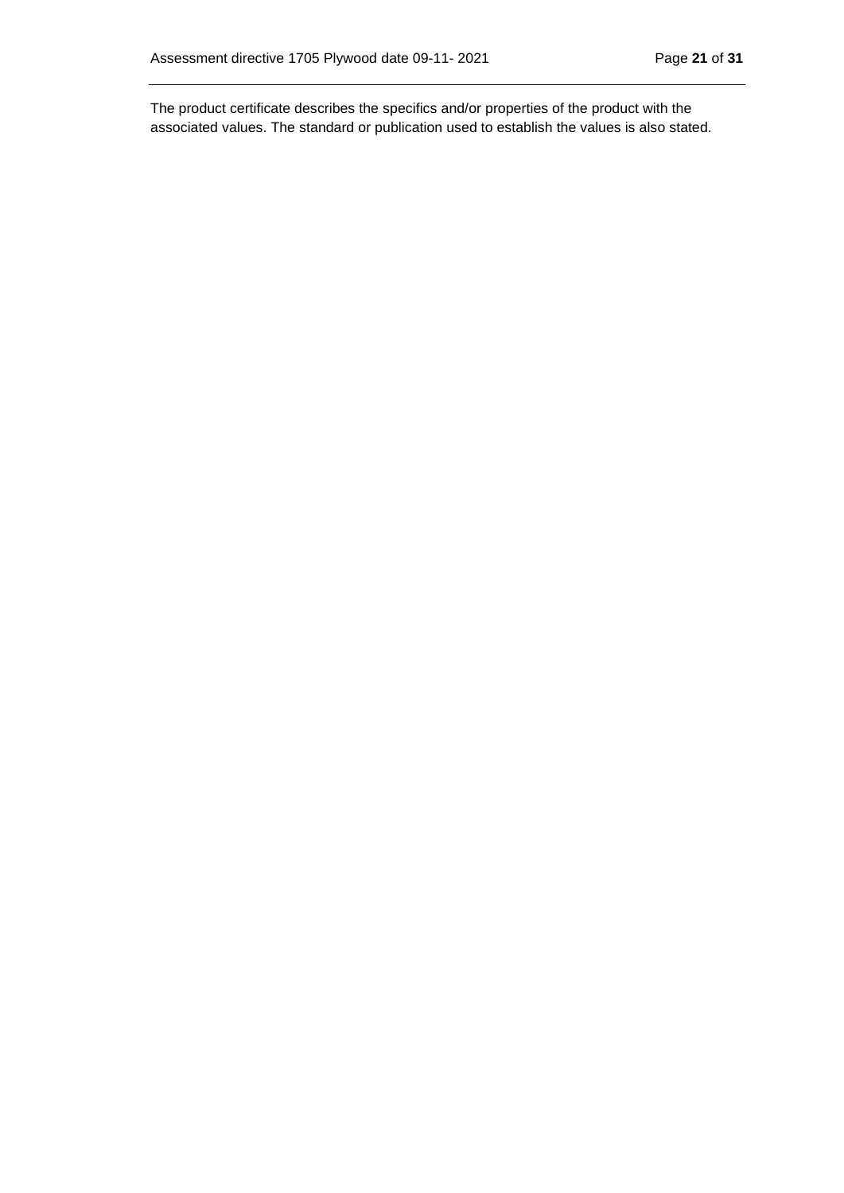The product certificate describes the specifics and/or properties of the product with the associated values. The standard or publication used to establish the values is also stated.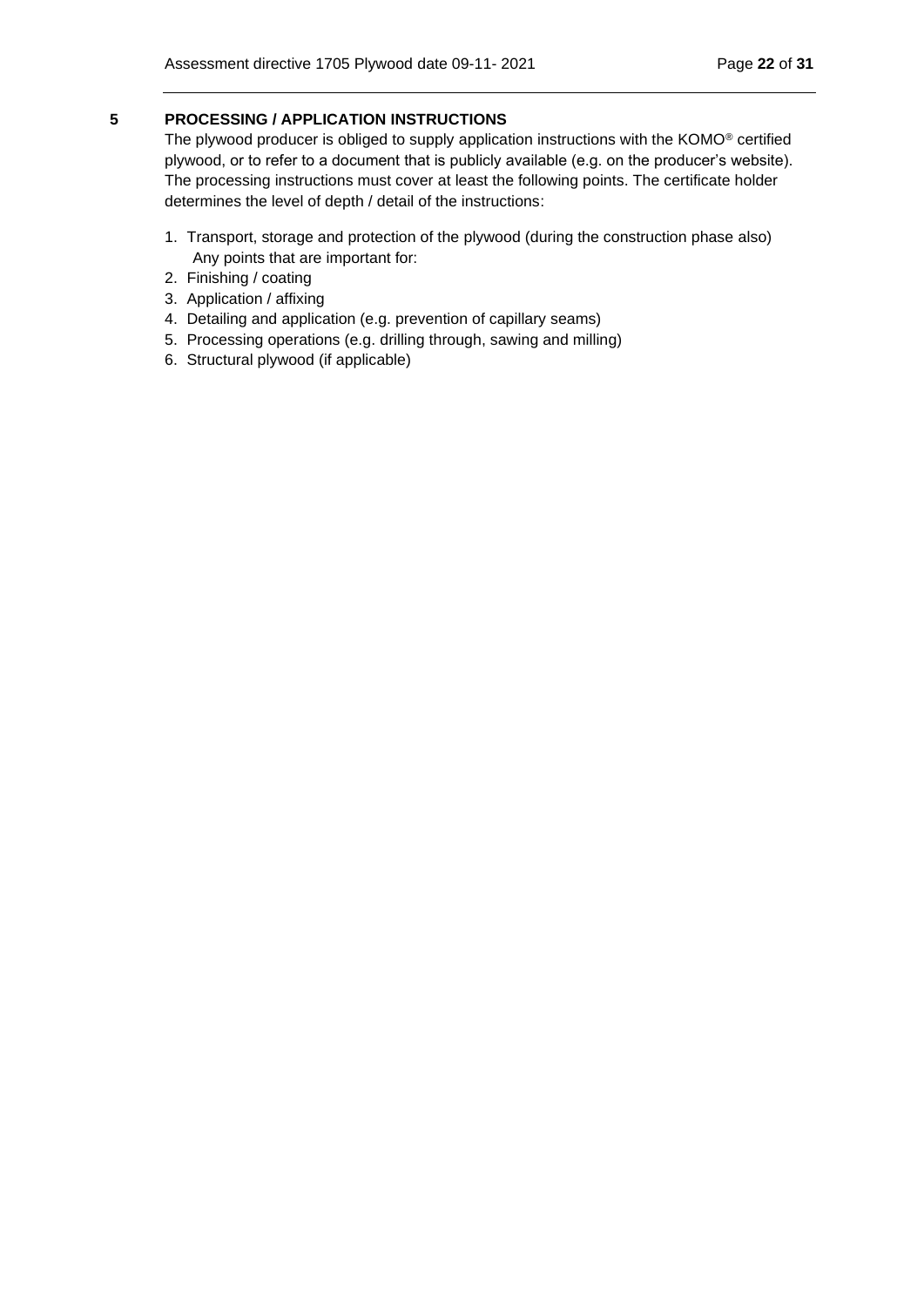## 5 PROCESSING / APPLICATION INSTRUCTIONS

The plywood producer is obliged to supply application instructions with the KOMO® certified plywood, or to refer to a document that is publicly available (e.g. on the producer's website). The processing instructions must cover at least the following points. The certificate holder determines the level of depth / detail of the instructions:

1. Transport, storage and protection of the plywood (during the construction phase also)
   Any points that are important for:
2. Finishing / coating
3. Application / affixing
4. Detailing and application (e.g. prevention of capillary seams)
5. Processing operations (e.g. drilling through, sawing and milling)
6. Structural plywood (if applicable)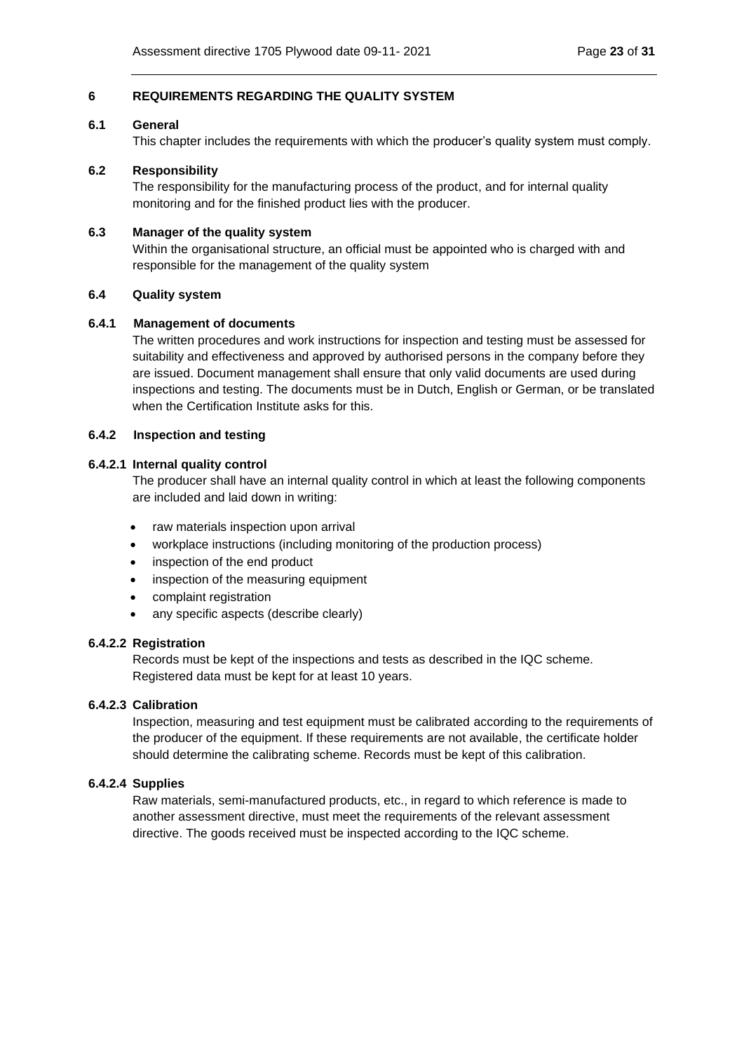# 6 REQUIREMENTS REGARDING THE QUALITY SYSTEM

## 6.1 General

This chapter includes the requirements with which the producer's quality system must comply.

## 6.2 Responsibility

The responsibility for the manufacturing process of the product, and for internal quality monitoring and for the finished product lies with the producer.

## 6.3 Manager of the quality system

Within the organisational structure, an official must be appointed who is charged with and responsible for the management of the quality system

## 6.4 Quality system

### 6.4.1 Management of documents

The written procedures and work instructions for inspection and testing must be assessed for suitability and effectiveness and approved by authorised persons in the company before they are issued. Document management shall ensure that only valid documents are used during inspections and testing. The documents must be in Dutch, English or German, or be translated when the Certification Institute asks for this.

### 6.4.2 Inspection and testing

#### 6.4.2.1 Internal quality control

The producer shall have an internal quality control in which at least the following components are included and laid down in writing:

- raw materials inspection upon arrival
- workplace instructions (including monitoring of the production process)
- inspection of the end product
- inspection of the measuring equipment
- complaint registration
- any specific aspects (describe clearly)

#### 6.4.2.2 Registration

Records must be kept of the inspections and tests as described in the IQC scheme. Registered data must be kept for at least 10 years.

#### 6.4.2.3 Calibration

Inspection, measuring and test equipment must be calibrated according to the requirements of the producer of the equipment. If these requirements are not available, the certificate holder should determine the calibrating scheme. Records must be kept of this calibration.

#### 6.4.2.4 Supplies

Raw materials, semi-manufactured products, etc., in regard to which reference is made to another assessment directive, must meet the requirements of the relevant assessment directive. The goods received must be inspected according to the IQC scheme.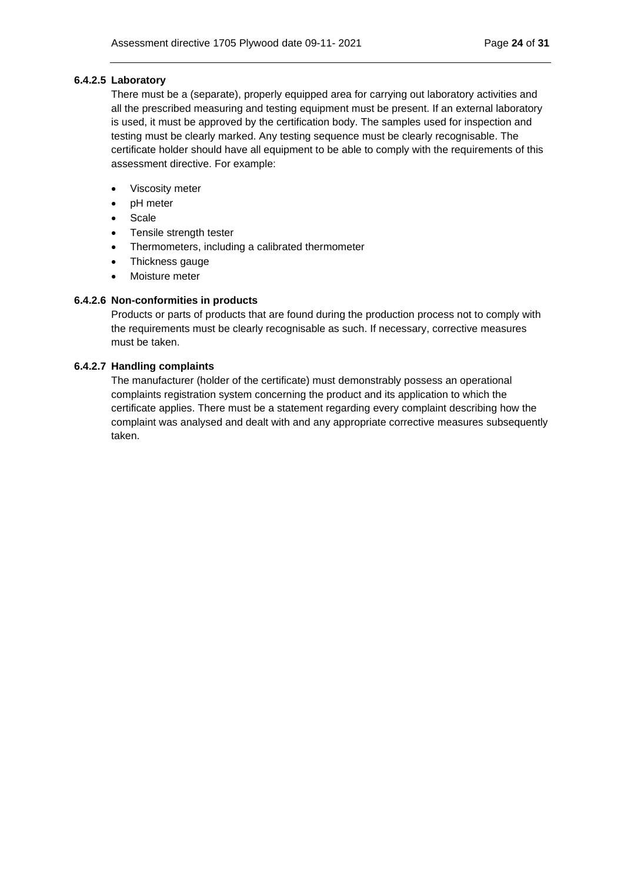#### 6.4.2.5 Laboratory

There must be a (separate), properly equipped area for carrying out laboratory activities and all the prescribed measuring and testing equipment must be present. If an external laboratory is used, it must be approved by the certification body. The samples used for inspection and testing must be clearly marked. Any testing sequence must be clearly recognisable. The certificate holder should have all equipment to be able to comply with the requirements of this assessment directive. For example:

- Viscosity meter
- pH meter
- Scale
- Tensile strength tester
- Thermometers, including a calibrated thermometer
- Thickness gauge
- Moisture meter

#### 6.4.2.6 Non-conformities in products

Products or parts of products that are found during the production process not to comply with the requirements must be clearly recognisable as such. If necessary, corrective measures must be taken.

#### 6.4.2.7 Handling complaints

The manufacturer (holder of the certificate) must demonstrably possess an operational complaints registration system concerning the product and its application to which the certificate applies. There must be a statement regarding every complaint describing how the complaint was analysed and dealt with and any appropriate corrective measures subsequently taken.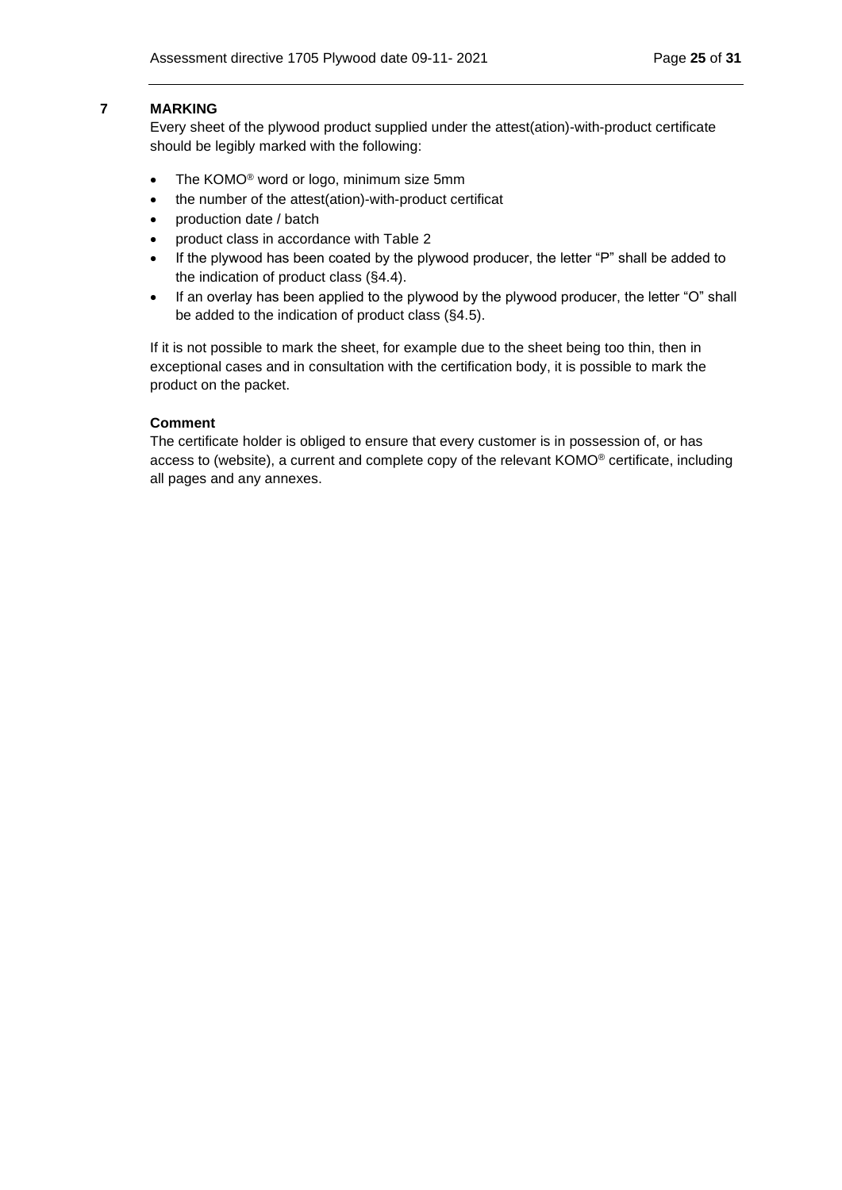# 7 MARKING

Every sheet of the plywood product supplied under the attest(ation)-with-product certificate should be legibly marked with the following:

- The KOMO® word or logo, minimum size 5mm
- the number of the attest(ation)-with-product certificat
- production date / batch
- product class in accordance with Table 2
- If the plywood has been coated by the plywood producer, the letter "P" shall be added to the indication of product class (§4.4).
- If an overlay has been applied to the plywood by the plywood producer, the letter "O" shall be added to the indication of product class (§4.5).

If it is not possible to mark the sheet, for example due to the sheet being too thin, then in exceptional cases and in consultation with the certification body, it is possible to mark the product on the packet.

**Comment**

The certificate holder is obliged to ensure that every customer is in possession of, or has access to (website), a current and complete copy of the relevant KOMO® certificate, including all pages and any annexes.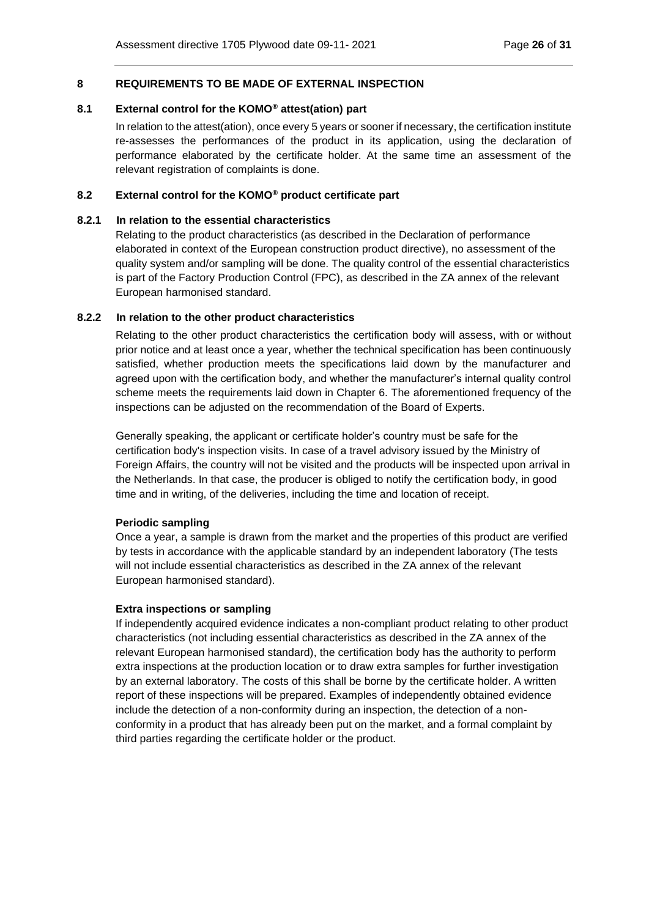# 8 REQUIREMENTS TO BE MADE OF EXTERNAL INSPECTION

## 8.1 External control for the KOMO® attest(ation) part

In relation to the attest(ation), once every 5 years or sooner if necessary, the certification institute re-assesses the performances of the product in its application, using the declaration of performance elaborated by the certificate holder. At the same time an assessment of the relevant registration of complaints is done.

## 8.2 External control for the KOMO® product certificate part

### 8.2.1 In relation to the essential characteristics

Relating to the product characteristics (as described in the Declaration of performance elaborated in context of the European construction product directive), no assessment of the quality system and/or sampling will be done. The quality control of the essential characteristics is part of the Factory Production Control (FPC), as described in the ZA annex of the relevant European harmonised standard.

### 8.2.2 In relation to the other product characteristics

Relating to the other product characteristics the certification body will assess, with or without prior notice and at least once a year, whether the technical specification has been continuously satisfied, whether production meets the specifications laid down by the manufacturer and agreed upon with the certification body, and whether the manufacturer's internal quality control scheme meets the requirements laid down in Chapter 6. The aforementioned frequency of the inspections can be adjusted on the recommendation of the Board of Experts.

Generally speaking, the applicant or certificate holder's country must be safe for the certification body's inspection visits. In case of a travel advisory issued by the Ministry of Foreign Affairs, the country will not be visited and the products will be inspected upon arrival in the Netherlands. In that case, the producer is obliged to notify the certification body, in good time and in writing, of the deliveries, including the time and location of receipt.

**Periodic sampling**

Once a year, a sample is drawn from the market and the properties of this product are verified by tests in accordance with the applicable standard by an independent laboratory (The tests will not include essential characteristics as described in the ZA annex of the relevant European harmonised standard).

**Extra inspections or sampling**

If independently acquired evidence indicates a non-compliant product relating to other product characteristics (not including essential characteristics as described in the ZA annex of the relevant European harmonised standard), the certification body has the authority to perform extra inspections at the production location or to draw extra samples for further investigation by an external laboratory. The costs of this shall be borne by the certificate holder. A written report of these inspections will be prepared. Examples of independently obtained evidence include the detection of a non-conformity during an inspection, the detection of a non-conformity in a product that has already been put on the market, and a formal complaint by third parties regarding the certificate holder or the product.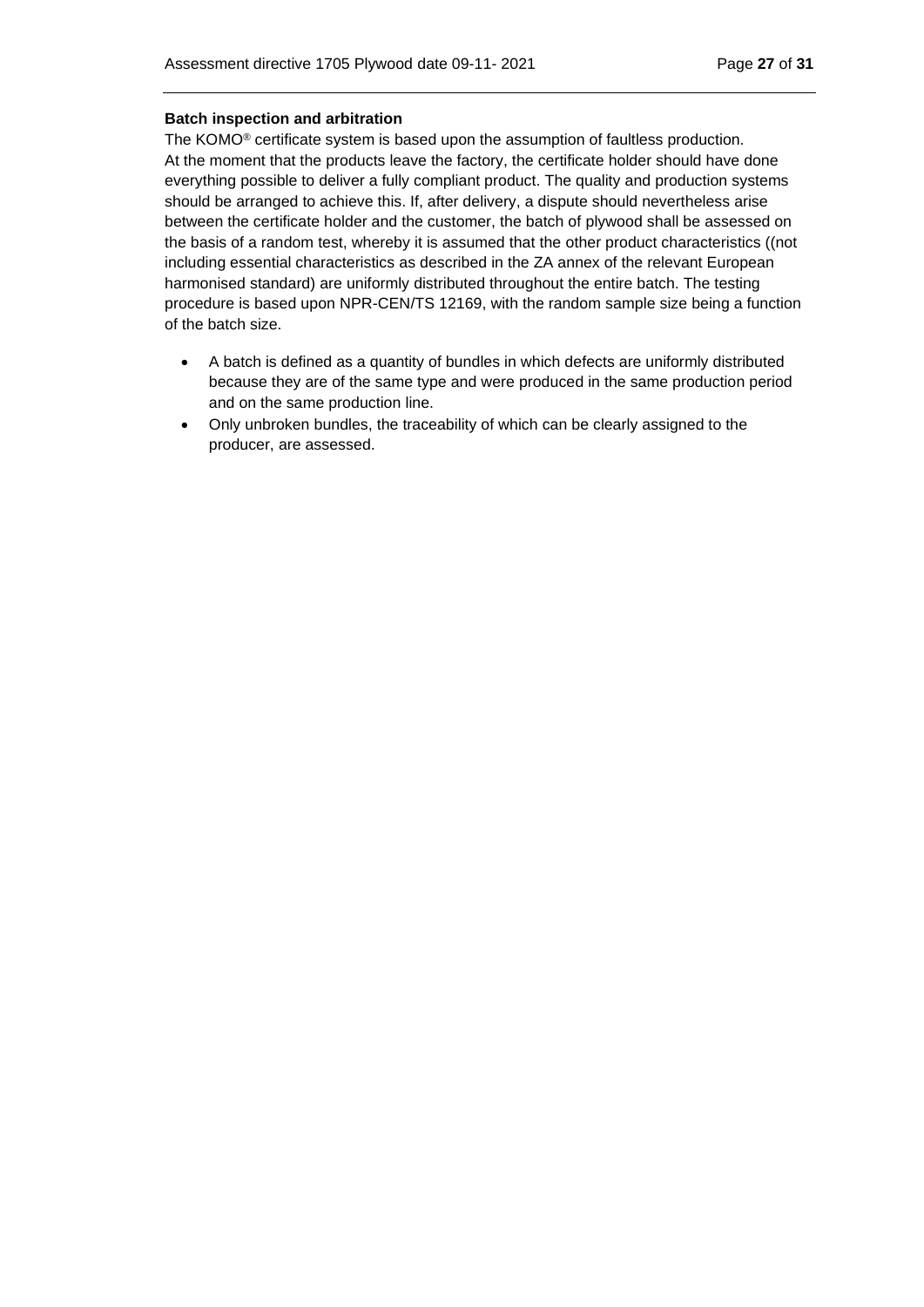**Batch inspection and arbitration**

The KOMO® certificate system is based upon the assumption of faultless production. At the moment that the products leave the factory, the certificate holder should have done everything possible to deliver a fully compliant product. The quality and production systems should be arranged to achieve this. If, after delivery, a dispute should nevertheless arise between the certificate holder and the customer, the batch of plywood shall be assessed on the basis of a random test, whereby it is assumed that the other product characteristics ((not including essential characteristics as described in the ZA annex of the relevant European harmonised standard) are uniformly distributed throughout the entire batch. The testing procedure is based upon NPR-CEN/TS 12169, with the random sample size being a function of the batch size.

- A batch is defined as a quantity of bundles in which defects are uniformly distributed because they are of the same type and were produced in the same production period and on the same production line.
- Only unbroken bundles, the traceability of which can be clearly assigned to the producer, are assessed.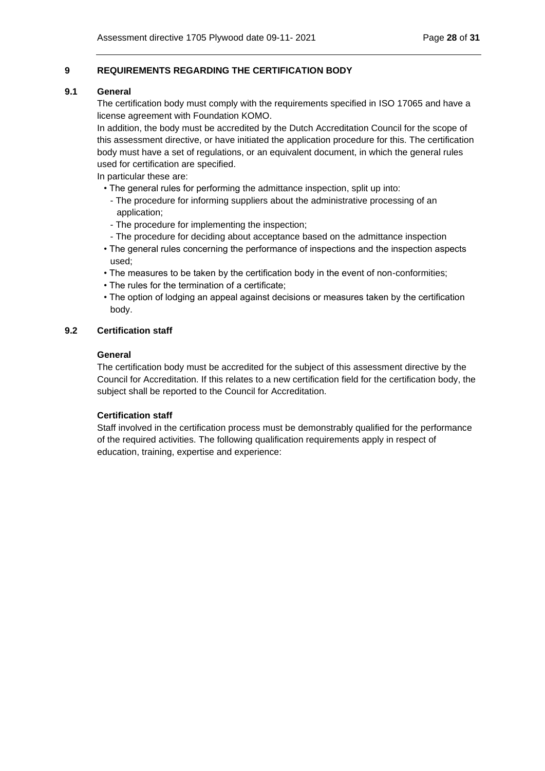## 9 REQUIREMENTS REGARDING THE CERTIFICATION BODY

### 9.1 General

The certification body must comply with the requirements specified in ISO 17065 and have a license agreement with Foundation KOMO.

In addition, the body must be accredited by the Dutch Accreditation Council for the scope of this assessment directive, or have initiated the application procedure for this. The certification body must have a set of regulations, or an equivalent document, in which the general rules used for certification are specified.

In particular these are:

- The general rules for performing the admittance inspection, split up into:
  - The procedure for informing suppliers about the administrative processing of an application;
  - The procedure for implementing the inspection;
  - The procedure for deciding about acceptance based on the admittance inspection
- The general rules concerning the performance of inspections and the inspection aspects used;
- The measures to be taken by the certification body in the event of non-conformities;
- The rules for the termination of a certificate;
- The option of lodging an appeal against decisions or measures taken by the certification body.

### 9.2 Certification staff

**General**

The certification body must be accredited for the subject of this assessment directive by the Council for Accreditation. If this relates to a new certification field for the certification body, the subject shall be reported to the Council for Accreditation.

**Certification staff**

Staff involved in the certification process must be demonstrably qualified for the performance of the required activities. The following qualification requirements apply in respect of education, training, expertise and experience: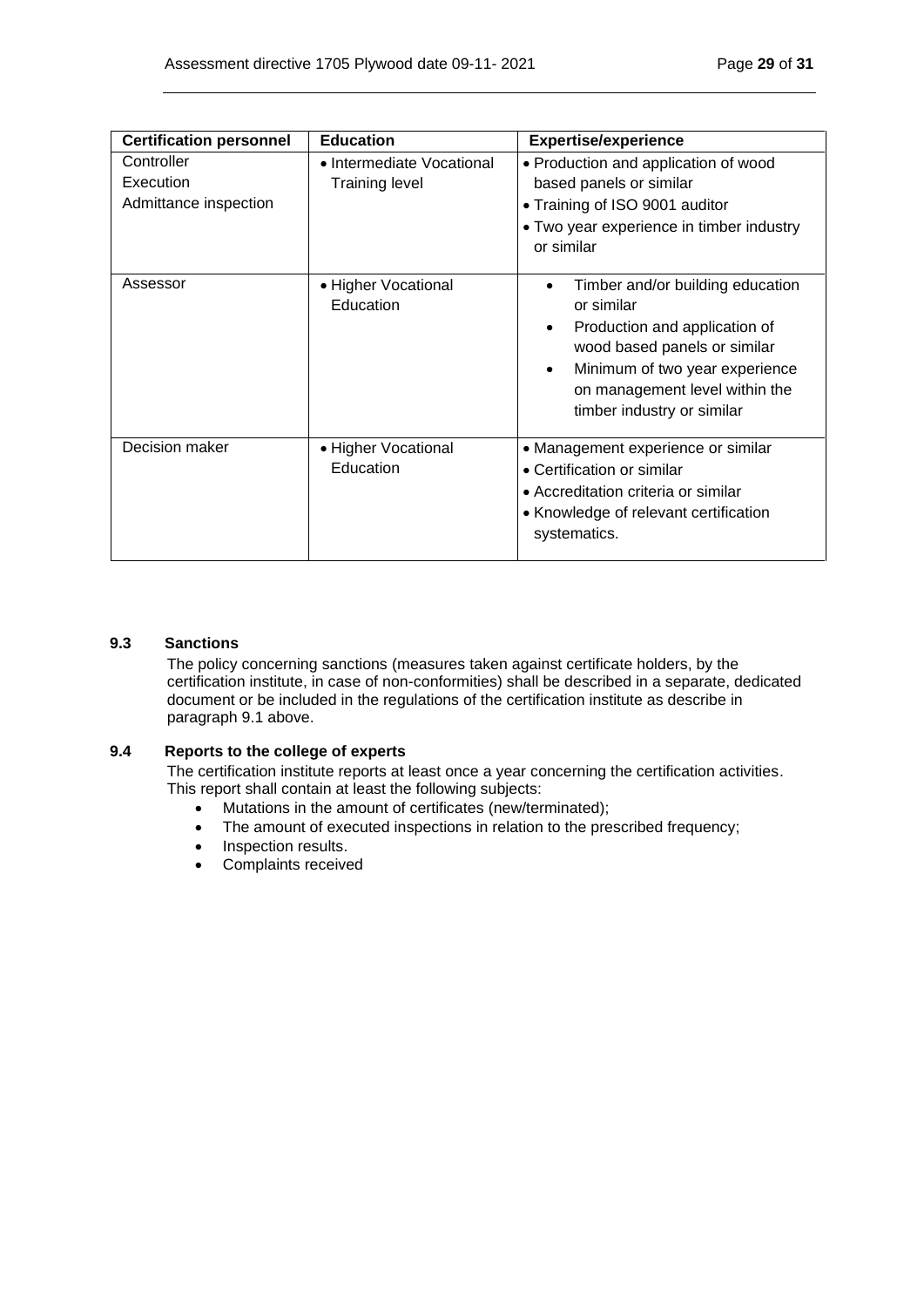| Certification personnel | Education | Expertise/experience |
|---|---|---|
| Controller<br>Execution<br>Admittance inspection | • Intermediate Vocational Training level | • Production and application of wood based panels or similar<br>• Training of ISO 9001 auditor<br>• Two year experience in timber industry or similar |
| Assessor | • Higher Vocational Education | • Timber and/or building education or similar<br>• Production and application of wood based panels or similar<br>• Minimum of two year experience on management level within the timber industry or similar |
| Decision maker | • Higher Vocational Education | • Management experience or similar<br>• Certification or similar<br>• Accreditation criteria or similar<br>• Knowledge of relevant certification systematics. |

### 9.3 Sanctions

The policy concerning sanctions (measures taken against certificate holders, by the certification institute, in case of non-conformities) shall be described in a separate, dedicated document or be included in the regulations of the certification institute as describe in paragraph 9.1 above.

### 9.4 Reports to the college of experts

The certification institute reports at least once a year concerning the certification activities. This report shall contain at least the following subjects:

- Mutations in the amount of certificates (new/terminated);
- The amount of executed inspections in relation to the prescribed frequency;
- Inspection results.
- Complaints received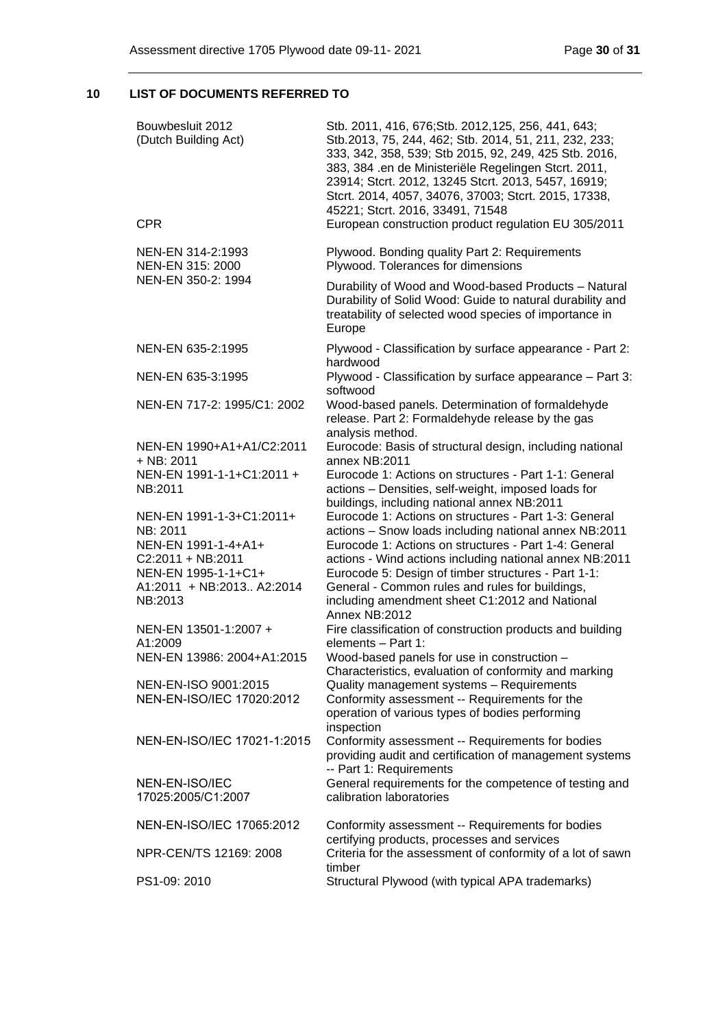## 10 LIST OF DOCUMENTS REFERRED TO

| | |
|---|---|
| Bouwbesluit 2012 (Dutch Building Act) | Stb. 2011, 416, 676;Stb. 2012,125, 256, 441, 643; Stb.2013, 75, 244, 462; Stb. 2014, 51, 211, 232, 233; 333, 342, 358, 539; Stb 2015, 92, 249, 425 Stb. 2016, 383, 384 .en de Ministeriële Regelingen Stcrt. 2011, 23914; Stcrt. 2012, 13245 Stcrt. 2013, 5457, 16919; Stcrt. 2014, 4057, 34076, 37003; Stcrt. 2015, 17338, 45221; Stcrt. 2016, 33491, 71548 |
| CPR | European construction product regulation EU 305/2011 |
| NEN-EN 314-2:1993 | Plywood. Bonding quality Part 2: Requirements |
| NEN-EN 315: 2000 | Plywood. Tolerances for dimensions |
| NEN-EN 350-2: 1994 | Durability of Wood and Wood-based Products – Natural Durability of Solid Wood: Guide to natural durability and treatability of selected wood species of importance in Europe |
| NEN-EN 635-2:1995 | Plywood - Classification by surface appearance - Part 2: hardwood |
| NEN-EN 635-3:1995 | Plywood - Classification by surface appearance – Part 3: softwood |
| NEN-EN 717-2: 1995/C1: 2002 | Wood-based panels. Determination of formaldehyde release. Part 2: Formaldehyde release by the gas analysis method. |
| NEN-EN 1990+A1+A1/C2:2011 + NB: 2011 | Eurocode: Basis of structural design, including national annex NB:2011 |
| NEN-EN 1991-1-1+C1:2011 + NB:2011 | Eurocode 1: Actions on structures - Part 1-1: General actions – Densities, self-weight, imposed loads for buildings, including national annex NB:2011 |
| NEN-EN 1991-1-3+C1:2011+ NB: 2011 | Eurocode 1: Actions on structures - Part 1-3: General actions – Snow loads including national annex NB:2011 |
| NEN-EN 1991-1-4+A1+ C2:2011 + NB:2011 | Eurocode 1: Actions on structures - Part 1-4: General actions - Wind actions including national annex NB:2011 |
| NEN-EN 1995-1-1+C1+ A1:2011 + NB:2013.. A2:2014 NB:2013 | Eurocode 5: Design of timber structures - Part 1-1: General - Common rules and rules for buildings, including amendment sheet C1:2012 and National Annex NB:2012 |
| NEN-EN 13501-1:2007 + A1:2009 | Fire classification of construction products and building elements – Part 1: |
| NEN-EN 13986: 2004+A1:2015 | Wood-based panels for use in construction – Characteristics, evaluation of conformity and marking |
| NEN-EN-ISO 9001:2015 | Quality management systems – Requirements |
| NEN-EN-ISO/IEC 17020:2012 | Conformity assessment -- Requirements for the operation of various types of bodies performing inspection |
| NEN-EN-ISO/IEC 17021-1:2015 | Conformity assessment -- Requirements for bodies providing audit and certification of management systems -- Part 1: Requirements |
| NEN-EN-ISO/IEC 17025:2005/C1:2007 | General requirements for the competence of testing and calibration laboratories |
| NEN-EN-ISO/IEC 17065:2012 | Conformity assessment -- Requirements for bodies certifying products, processes and services |
| NPR-CEN/TS 12169: 2008 | Criteria for the assessment of conformity of a lot of sawn timber |
| PS1-09: 2010 | Structural Plywood (with typical APA trademarks) |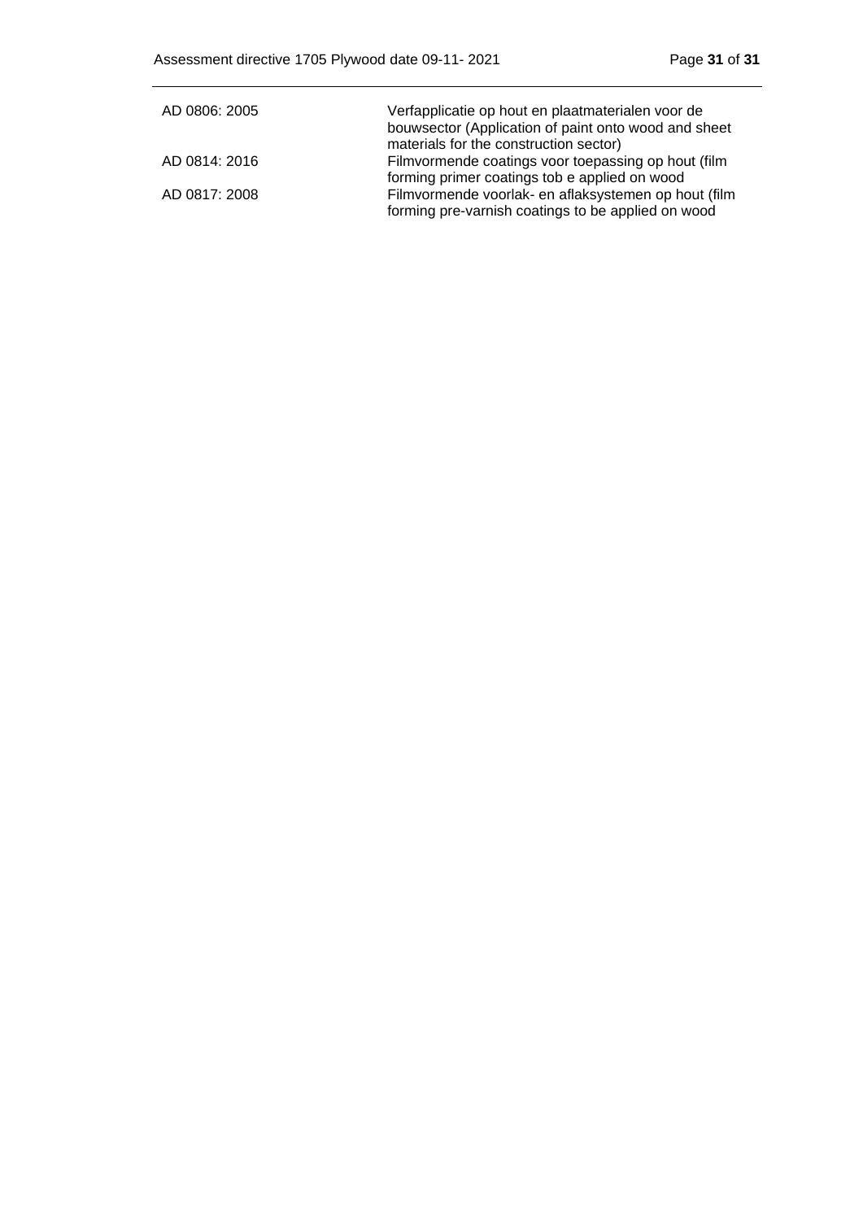| | |
|---|---|
| AD 0806: 2005 | Verfapplicatie op hout en plaatmaterialen voor de bouwsector (Application of paint onto wood and sheet materials for the construction sector) |
| AD 0814: 2016 | Filmvormende coatings voor toepassing op hout (film forming primer coatings tob e applied on wood |
| AD 0817: 2008 | Filmvormende voorlak- en aflaksystemen op hout (film forming pre-varnish coatings to be applied on wood |